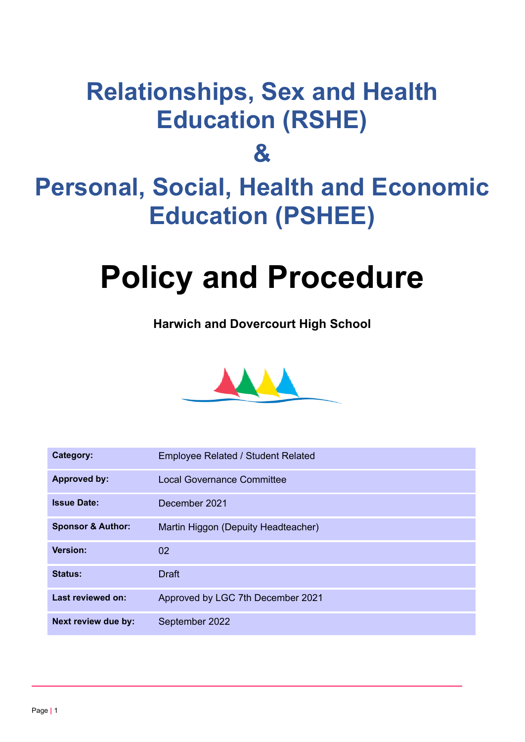# Relationships, Sex and Health Education (RSHE)

# &

# Personal, Social, Health and Economic Education (PSHEE)

# Policy and Procedure

**Harwich and Dovercourt High School**

| | |
|---|---|
| **Category:** | Employee Related / Student Related |
| **Approved by:** | Local Governance Committee |
| **Issue Date:** | December 2021 |
| **Sponsor & Author:** | Martin Higgon (Depuity Headteacher) |
| **Version:** | 02 |
| **Status:** | Draft |
| **Last reviewed on:** | Approved by LGC 7th December 2021 |
| **Next review due by:** | September 2022 |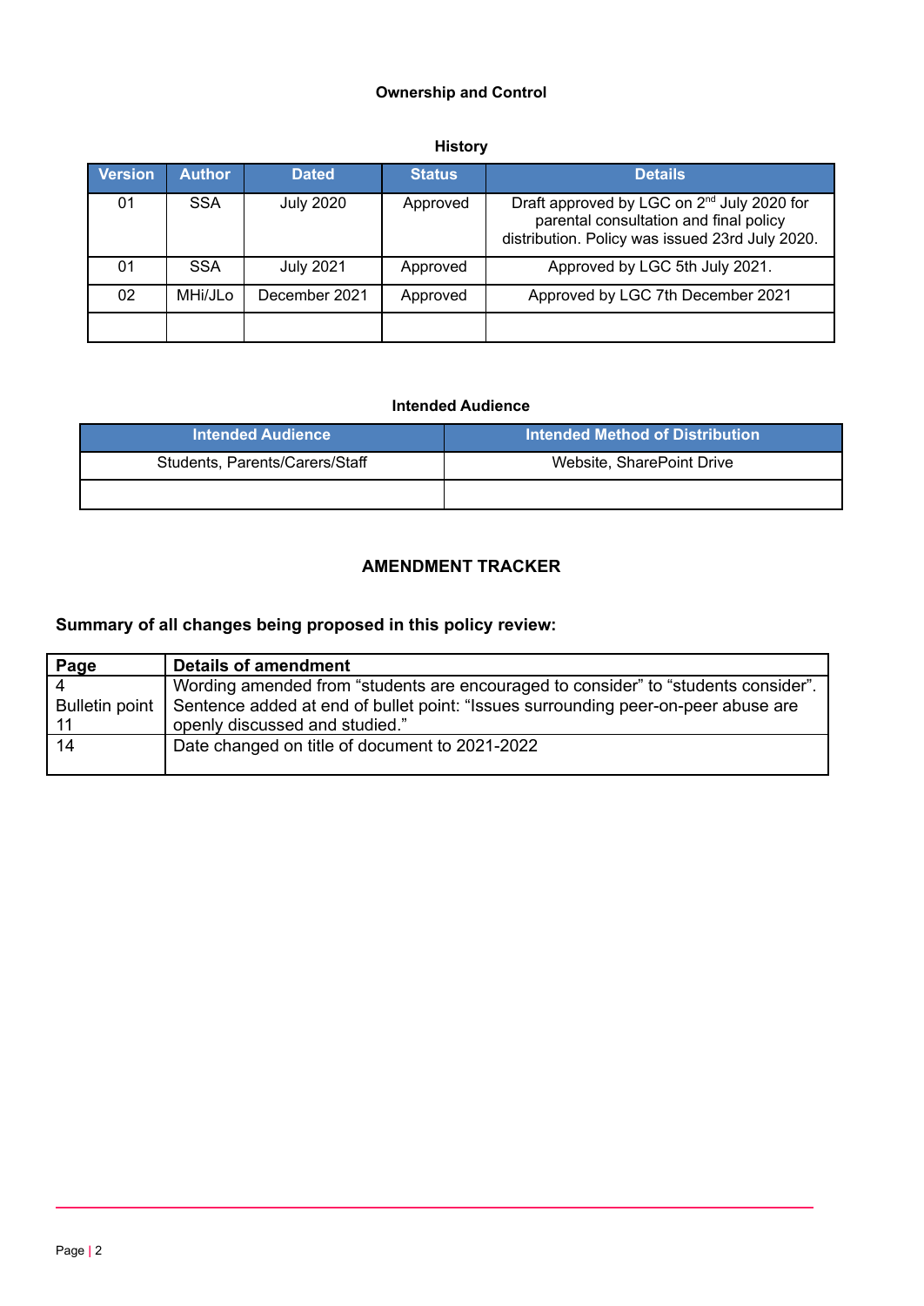## Ownership and Control

### History

| Version | Author | Dated | Status | Details |
|---|---|---|---|---|
| 01 | SSA | July 2020 | Approved | Draft approved by LGC on 2nd July 2020 for parental consultation and final policy distribution. Policy was issued 23rd July 2020. |
| 01 | SSA | July 2021 | Approved | Approved by LGC 5th July 2021. |
| 02 | MHi/JLo | December 2021 | Approved | Approved by LGC 7th December 2021 |
| | | | | |

### Intended Audience

| Intended Audience | Intended Method of Distribution |
|---|---|
| Students, Parents/Carers/Staff | Website, SharePoint Drive |
| | |

## AMENDMENT TRACKER

**Summary of all changes being proposed in this policy review:**

| Page | Details of amendment |
|---|---|
| 4 Bulletin point 11 | Wording amended from “students are encouraged to consider” to “students consider”. Sentence added at end of bullet point: “Issues surrounding peer-on-peer abuse are openly discussed and studied.” |
| 14 | Date changed on title of document to 2021-2022 |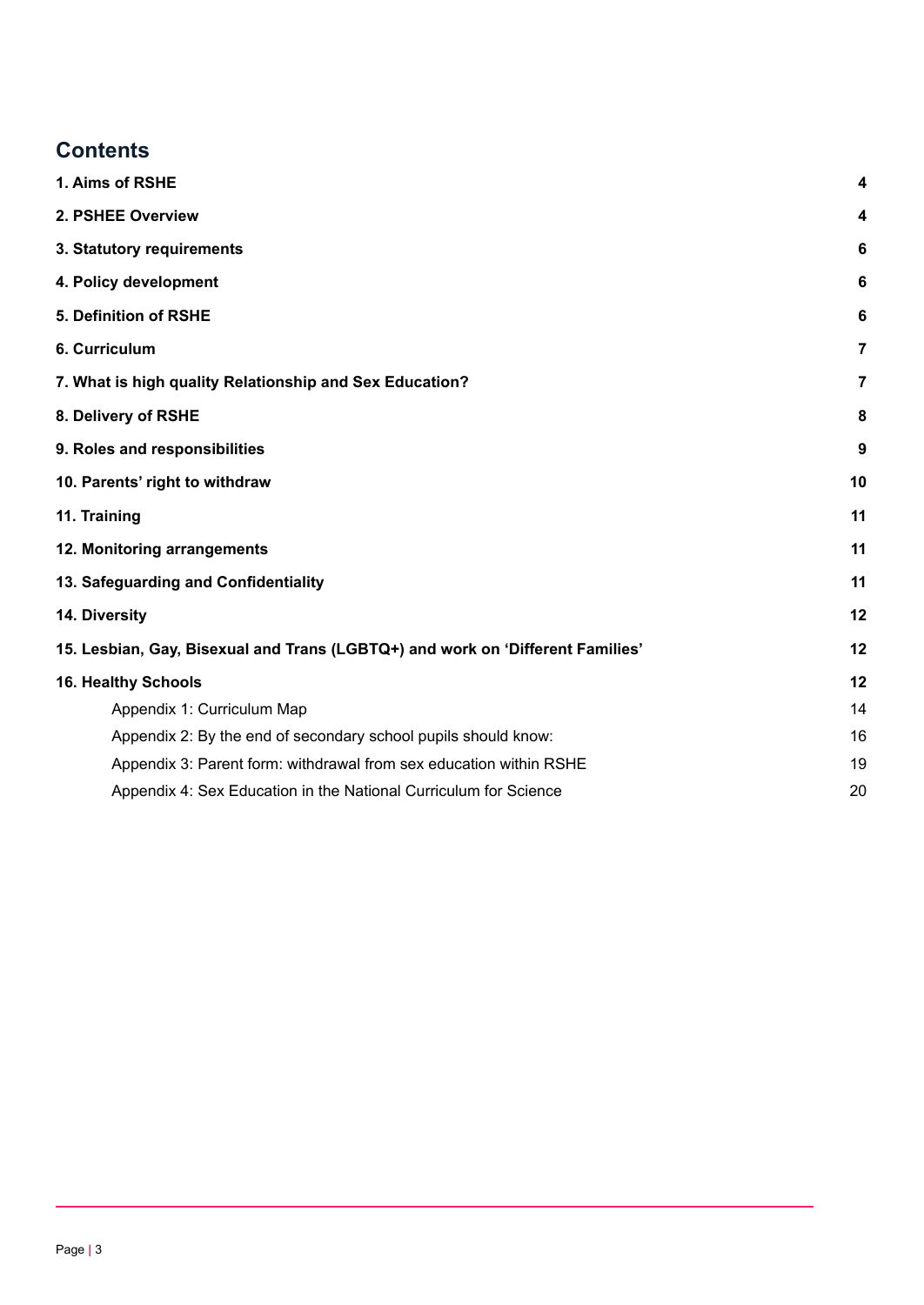## Contents

| | |
|---|---|
| **1. Aims of RSHE** | **4** |
| **2. PSHEE Overview** | **4** |
| **3. Statutory requirements** | **6** |
| **4. Policy development** | **6** |
| **5. Definition of RSHE** | **6** |
| **6. Curriculum** | **7** |
| **7. What is high quality Relationship and Sex Education?** | **7** |
| **8. Delivery of RSHE** | **8** |
| **9. Roles and responsibilities** | **9** |
| **10. Parents' right to withdraw** | **10** |
| **11. Training** | **11** |
| **12. Monitoring arrangements** | **11** |
| **13. Safeguarding and Confidentiality** | **11** |
| **14. Diversity** | **12** |
| **15. Lesbian, Gay, Bisexual and Trans (LGBTQ+) and work on 'Different Families'** | **12** |
| **16. Healthy Schools** | **12** |
| Appendix 1: Curriculum Map | 14 |
| Appendix 2: By the end of secondary school pupils should know: | 16 |
| Appendix 3: Parent form: withdrawal from sex education within RSHE | 19 |
| Appendix 4: Sex Education in the National Curriculum for Science | 20 |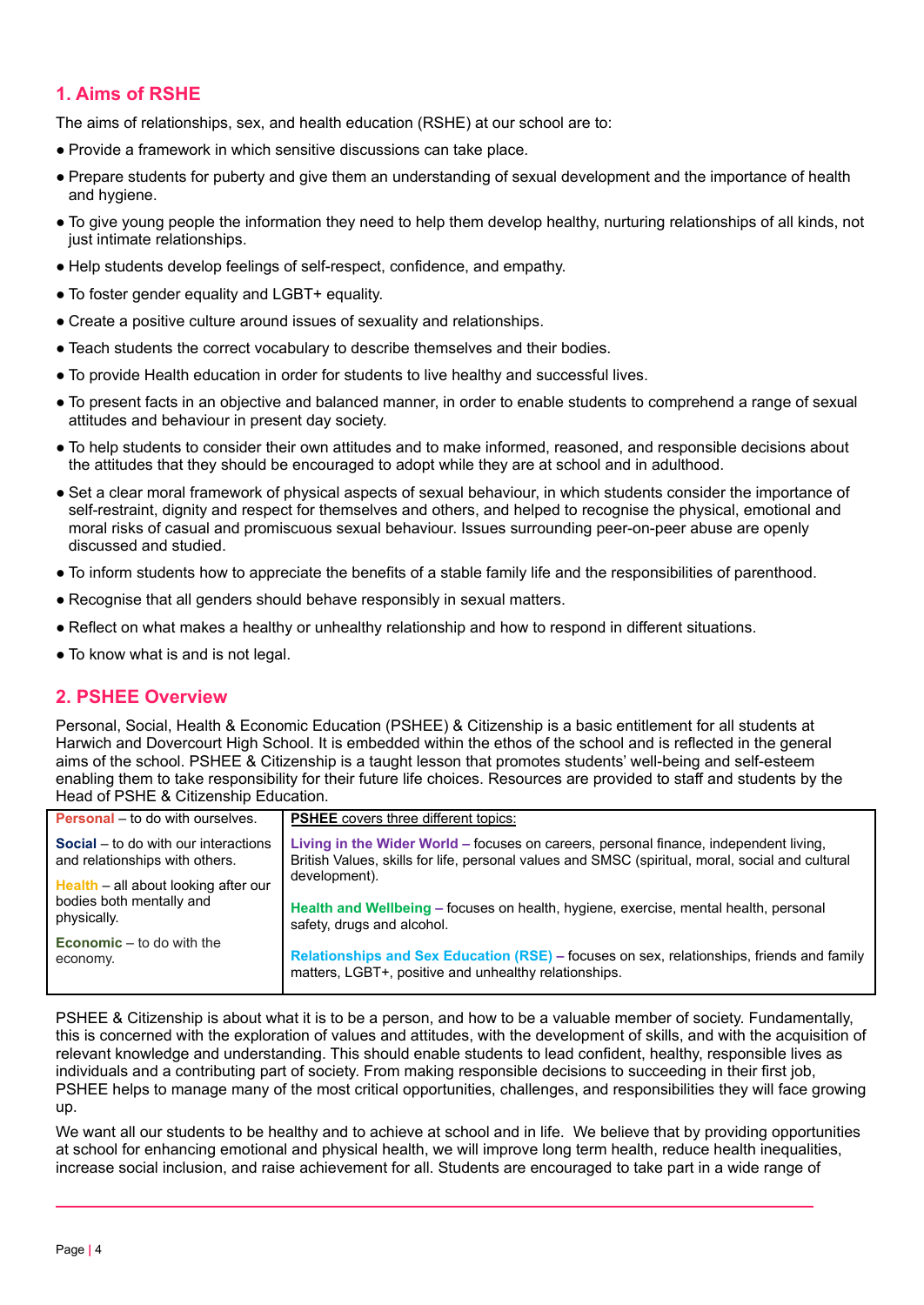## 1. Aims of RSHE

The aims of relationships, sex, and health education (RSHE) at our school are to:

- Provide a framework in which sensitive discussions can take place.
- Prepare students for puberty and give them an understanding of sexual development and the importance of health and hygiene.
- To give young people the information they need to help them develop healthy, nurturing relationships of all kinds, not just intimate relationships.
- Help students develop feelings of self-respect, confidence, and empathy.
- To foster gender equality and LGBT+ equality.
- Create a positive culture around issues of sexuality and relationships.
- Teach students the correct vocabulary to describe themselves and their bodies.
- To provide Health education in order for students to live healthy and successful lives.
- To present facts in an objective and balanced manner, in order to enable students to comprehend a range of sexual attitudes and behaviour in present day society.
- To help students to consider their own attitudes and to make informed, reasoned, and responsible decisions about the attitudes that they should be encouraged to adopt while they are at school and in adulthood.
- Set a clear moral framework of physical aspects of sexual behaviour, in which students consider the importance of self-restraint, dignity and respect for themselves and others, and helped to recognise the physical, emotional and moral risks of casual and promiscuous sexual behaviour. Issues surrounding peer-on-peer abuse are openly discussed and studied.
- To inform students how to appreciate the benefits of a stable family life and the responsibilities of parenthood.
- Recognise that all genders should behave responsibly in sexual matters.
- Reflect on what makes a healthy or unhealthy relationship and how to respond in different situations.
- To know what is and is not legal.

## 2. PSHEE Overview

Personal, Social, Health & Economic Education (PSHEE) & Citizenship is a basic entitlement for all students at Harwich and Dovercourt High School. It is embedded within the ethos of the school and is reflected in the general aims of the school. PSHEE & Citizenship is a taught lesson that promotes students' well-being and self-esteem enabling them to take responsibility for their future life choices. Resources are provided to staff and students by the Head of PSHE & Citizenship Education.

| | |
|---|---|
| **Personal** – to do with ourselves.<br><br>**Social** – to do with our interactions and relationships with others.<br><br>**Health** – all about looking after our bodies both mentally and physically.<br><br>**Economic** – to do with the economy. | **PSHEE** covers three different topics:<br><br>**Living in the Wider World** – focuses on careers, personal finance, independent living, British Values, skills for life, personal values and SMSC (spiritual, moral, social and cultural development).<br><br>**Health and Wellbeing** – focuses on health, hygiene, exercise, mental health, personal safety, drugs and alcohol.<br><br>**Relationships and Sex Education (RSE)** – focuses on sex, relationships, friends and family matters, LGBT+, positive and unhealthy relationships. |

PSHEE & Citizenship is about what it is to be a person, and how to be a valuable member of society. Fundamentally, this is concerned with the exploration of values and attitudes, with the development of skills, and with the acquisition of relevant knowledge and understanding. This should enable students to lead confident, healthy, responsible lives as individuals and a contributing part of society. From making responsible decisions to succeeding in their first job, PSHEE helps to manage many of the most critical opportunities, challenges, and responsibilities they will face growing up.

We want all our students to be healthy and to achieve at school and in life. We believe that by providing opportunities at school for enhancing emotional and physical health, we will improve long term health, reduce health inequalities, increase social inclusion, and raise achievement for all. Students are encouraged to take part in a wide range of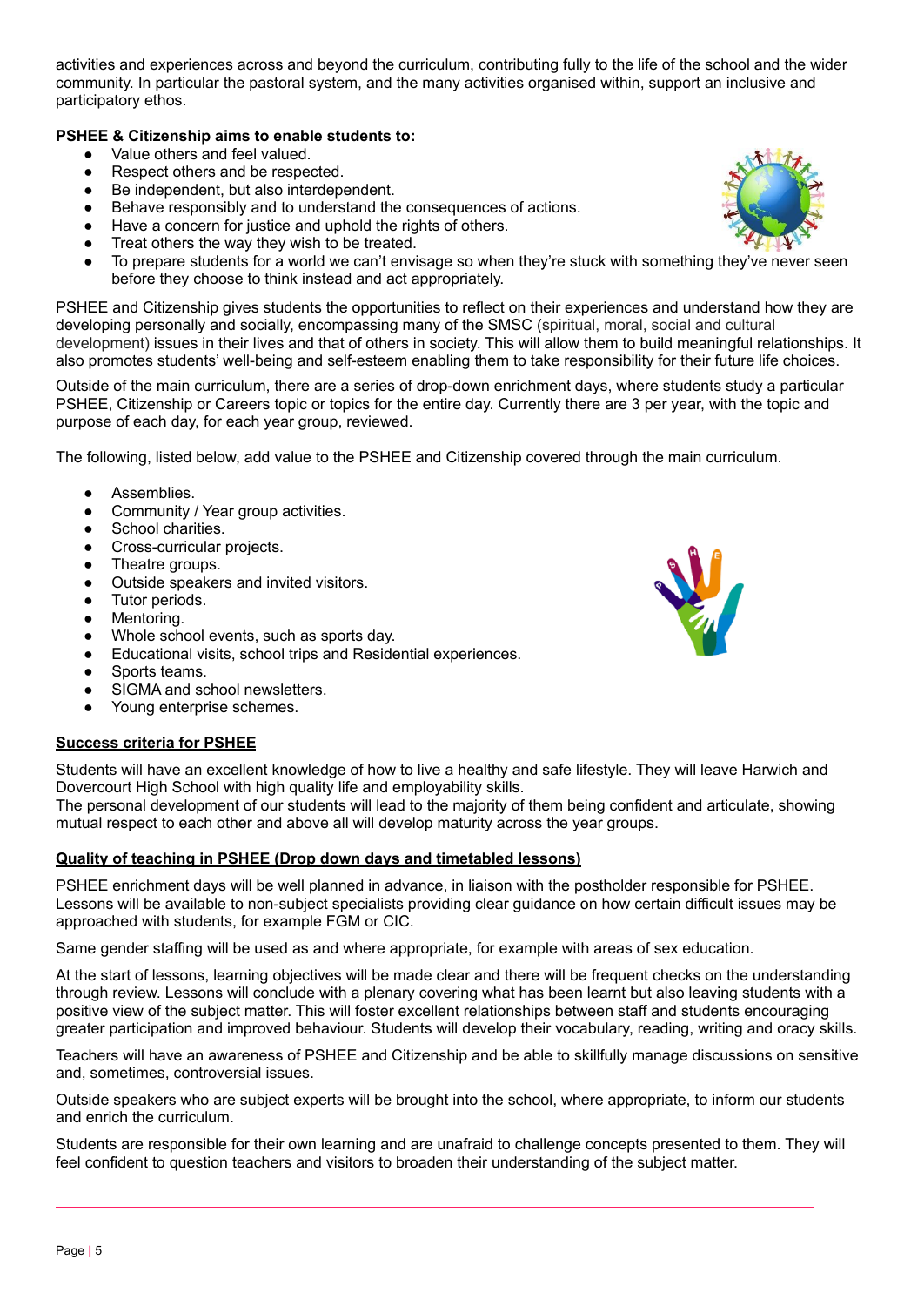activities and experiences across and beyond the curriculum, contributing fully to the life of the school and the wider community. In particular the pastoral system, and the many activities organised within, support an inclusive and participatory ethos.

**PSHEE & Citizenship aims to enable students to:**

- Value others and feel valued.
- Respect others and be respected.
- Be independent, but also interdependent.
- Behave responsibly and to understand the consequences of actions.
- Have a concern for justice and uphold the rights of others.
- Treat others the way they wish to be treated.
- To prepare students for a world we can't envisage so when they're stuck with something they've never seen before they choose to think instead and act appropriately.

PSHEE and Citizenship gives students the opportunities to reflect on their experiences and understand how they are developing personally and socially, encompassing many of the SMSC (spiritual, moral, social and cultural development) issues in their lives and that of others in society. This will allow them to build meaningful relationships. It also promotes students' well-being and self-esteem enabling them to take responsibility for their future life choices.

Outside of the main curriculum, there are a series of drop-down enrichment days, where students study a particular PSHEE, Citizenship or Careers topic or topics for the entire day. Currently there are 3 per year, with the topic and purpose of each day, for each year group, reviewed.

The following, listed below, add value to the PSHEE and Citizenship covered through the main curriculum.

- Assemblies.
- Community / Year group activities.
- School charities.
- Cross-curricular projects.
- Theatre groups.
- Outside speakers and invited visitors.
- Tutor periods.
- Mentoring.
- Whole school events, such as sports day.
- Educational visits, school trips and Residential experiences.
- Sports teams.
- SIGMA and school newsletters.
- Young enterprise schemes.

## Success criteria for PSHEE

Students will have an excellent knowledge of how to live a healthy and safe lifestyle. They will leave Harwich and Dovercourt High School with high quality life and employability skills.
The personal development of our students will lead to the majority of them being confident and articulate, showing mutual respect to each other and above all will develop maturity across the year groups.

## Quality of teaching in PSHEE (Drop down days and timetabled lessons)

PSHEE enrichment days will be well planned in advance, in liaison with the postholder responsible for PSHEE. Lessons will be available to non-subject specialists providing clear guidance on how certain difficult issues may be approached with students, for example FGM or CIC.

Same gender staffing will be used as and where appropriate, for example with areas of sex education.

At the start of lessons, learning objectives will be made clear and there will be frequent checks on the understanding through review. Lessons will conclude with a plenary covering what has been learnt but also leaving students with a positive view of the subject matter. This will foster excellent relationships between staff and students encouraging greater participation and improved behaviour. Students will develop their vocabulary, reading, writing and oracy skills.

Teachers will have an awareness of PSHEE and Citizenship and be able to skillfully manage discussions on sensitive and, sometimes, controversial issues.

Outside speakers who are subject experts will be brought into the school, where appropriate, to inform our students and enrich the curriculum.

Students are responsible for their own learning and are unafraid to challenge concepts presented to them. They will feel confident to question teachers and visitors to broaden their understanding of the subject matter.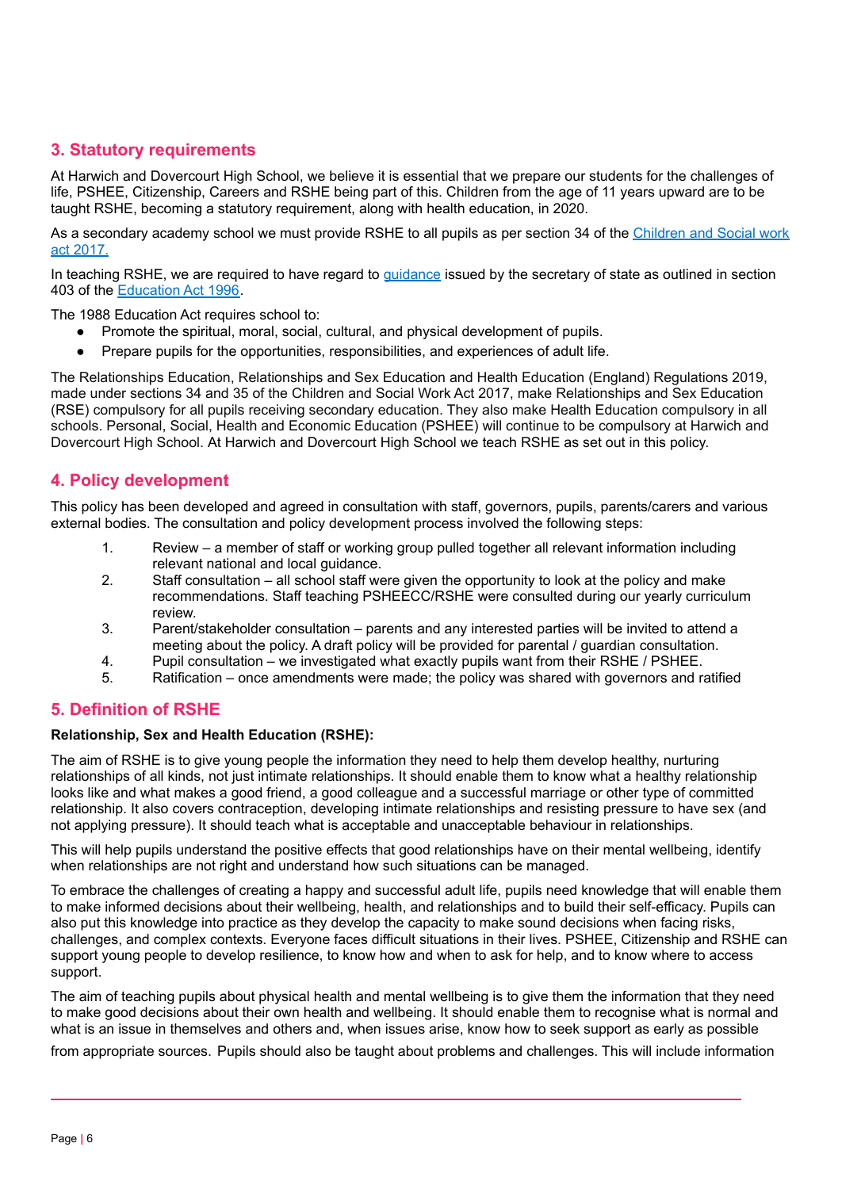## 3. Statutory requirements

At Harwich and Dovercourt High School, we believe it is essential that we prepare our students for the challenges of life, PSHEE, Citizenship, Careers and RSHE being part of this. Children from the age of 11 years upward are to be taught RSHE, becoming a statutory requirement, along with health education, in 2020.

As a secondary academy school we must provide RSHE to all pupils as per section 34 of the Children and Social work act 2017.

In teaching RSHE, we are required to have regard to guidance issued by the secretary of state as outlined in section 403 of the Education Act 1996.

The 1988 Education Act requires school to:

- Promote the spiritual, moral, social, cultural, and physical development of pupils.
- Prepare pupils for the opportunities, responsibilities, and experiences of adult life.

The Relationships Education, Relationships and Sex Education and Health Education (England) Regulations 2019, made under sections 34 and 35 of the Children and Social Work Act 2017, make Relationships and Sex Education (RSE) compulsory for all pupils receiving secondary education. They also make Health Education compulsory in all schools. Personal, Social, Health and Economic Education (PSHEE) will continue to be compulsory at Harwich and Dovercourt High School. At Harwich and Dovercourt High School we teach RSHE as set out in this policy.

## 4. Policy development

This policy has been developed and agreed in consultation with staff, governors, pupils, parents/carers and various external bodies. The consultation and policy development process involved the following steps:

1. Review – a member of staff or working group pulled together all relevant information including relevant national and local guidance.
2. Staff consultation – all school staff were given the opportunity to look at the policy and make recommendations. Staff teaching PSHEECC/RSHE were consulted during our yearly curriculum review.
3. Parent/stakeholder consultation – parents and any interested parties will be invited to attend a meeting about the policy. A draft policy will be provided for parental / guardian consultation.
4. Pupil consultation – we investigated what exactly pupils want from their RSHE / PSHEE.
5. Ratification – once amendments were made; the policy was shared with governors and ratified

## 5. Definition of RSHE

**Relationship, Sex and Health Education (RSHE):**

The aim of RSHE is to give young people the information they need to help them develop healthy, nurturing relationships of all kinds, not just intimate relationships. It should enable them to know what a healthy relationship looks like and what makes a good friend, a good colleague and a successful marriage or other type of committed relationship. It also covers contraception, developing intimate relationships and resisting pressure to have sex (and not applying pressure). It should teach what is acceptable and unacceptable behaviour in relationships.

This will help pupils understand the positive effects that good relationships have on their mental wellbeing, identify when relationships are not right and understand how such situations can be managed.

To embrace the challenges of creating a happy and successful adult life, pupils need knowledge that will enable them to make informed decisions about their wellbeing, health, and relationships and to build their self-efficacy. Pupils can also put this knowledge into practice as they develop the capacity to make sound decisions when facing risks, challenges, and complex contexts. Everyone faces difficult situations in their lives. PSHEE, Citizenship and RSHE can support young people to develop resilience, to know how and when to ask for help, and to know where to access support.

The aim of teaching pupils about physical health and mental wellbeing is to give them the information that they need to make good decisions about their own health and wellbeing. It should enable them to recognise what is normal and what is an issue in themselves and others and, when issues arise, know how to seek support as early as possible from appropriate sources. Pupils should also be taught about problems and challenges. This will include information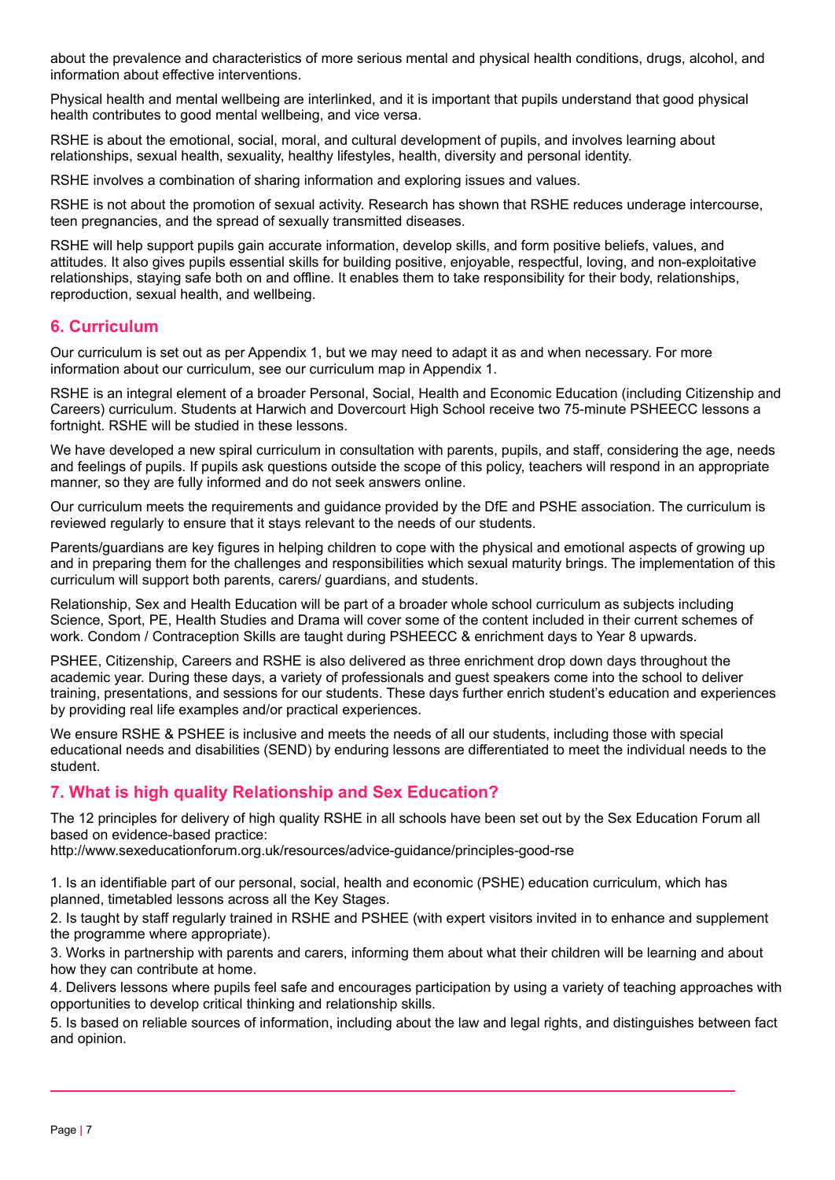about the prevalence and characteristics of more serious mental and physical health conditions, drugs, alcohol, and information about effective interventions.

Physical health and mental wellbeing are interlinked, and it is important that pupils understand that good physical health contributes to good mental wellbeing, and vice versa.

RSHE is about the emotional, social, moral, and cultural development of pupils, and involves learning about relationships, sexual health, sexuality, healthy lifestyles, health, diversity and personal identity.

RSHE involves a combination of sharing information and exploring issues and values.

RSHE is not about the promotion of sexual activity. Research has shown that RSHE reduces underage intercourse, teen pregnancies, and the spread of sexually transmitted diseases.

RSHE will help support pupils gain accurate information, develop skills, and form positive beliefs, values, and attitudes. It also gives pupils essential skills for building positive, enjoyable, respectful, loving, and non-exploitative relationships, staying safe both on and offline. It enables them to take responsibility for their body, relationships, reproduction, sexual health, and wellbeing.

## 6. Curriculum

Our curriculum is set out as per Appendix 1, but we may need to adapt it as and when necessary. For more information about our curriculum, see our curriculum map in Appendix 1.

RSHE is an integral element of a broader Personal, Social, Health and Economic Education (including Citizenship and Careers) curriculum. Students at Harwich and Dovercourt High School receive two 75-minute PSHEECC lessons a fortnight. RSHE will be studied in these lessons.

We have developed a new spiral curriculum in consultation with parents, pupils, and staff, considering the age, needs and feelings of pupils. If pupils ask questions outside the scope of this policy, teachers will respond in an appropriate manner, so they are fully informed and do not seek answers online.

Our curriculum meets the requirements and guidance provided by the DfE and PSHE association. The curriculum is reviewed regularly to ensure that it stays relevant to the needs of our students.

Parents/guardians are key figures in helping children to cope with the physical and emotional aspects of growing up and in preparing them for the challenges and responsibilities which sexual maturity brings. The implementation of this curriculum will support both parents, carers/ guardians, and students.

Relationship, Sex and Health Education will be part of a broader whole school curriculum as subjects including Science, Sport, PE, Health Studies and Drama will cover some of the content included in their current schemes of work. Condom / Contraception Skills are taught during PSHEECC & enrichment days to Year 8 upwards.

PSHEE, Citizenship, Careers and RSHE is also delivered as three enrichment drop down days throughout the academic year. During these days, a variety of professionals and guest speakers come into the school to deliver training, presentations, and sessions for our students. These days further enrich student's education and experiences by providing real life examples and/or practical experiences.

We ensure RSHE & PSHEE is inclusive and meets the needs of all our students, including those with special educational needs and disabilities (SEND) by enduring lessons are differentiated to meet the individual needs to the student.

## 7. What is high quality Relationship and Sex Education?

The 12 principles for delivery of high quality RSHE in all schools have been set out by the Sex Education Forum all based on evidence-based practice:
http://www.sexeducationforum.org.uk/resources/advice-guidance/principles-good-rse

1. Is an identifiable part of our personal, social, health and economic (PSHE) education curriculum, which has planned, timetabled lessons across all the Key Stages.
2. Is taught by staff regularly trained in RSHE and PSHEE (with expert visitors invited in to enhance and supplement the programme where appropriate).
3. Works in partnership with parents and carers, informing them about what their children will be learning and about how they can contribute at home.
4. Delivers lessons where pupils feel safe and encourages participation by using a variety of teaching approaches with opportunities to develop critical thinking and relationship skills.
5. Is based on reliable sources of information, including about the law and legal rights, and distinguishes between fact and opinion.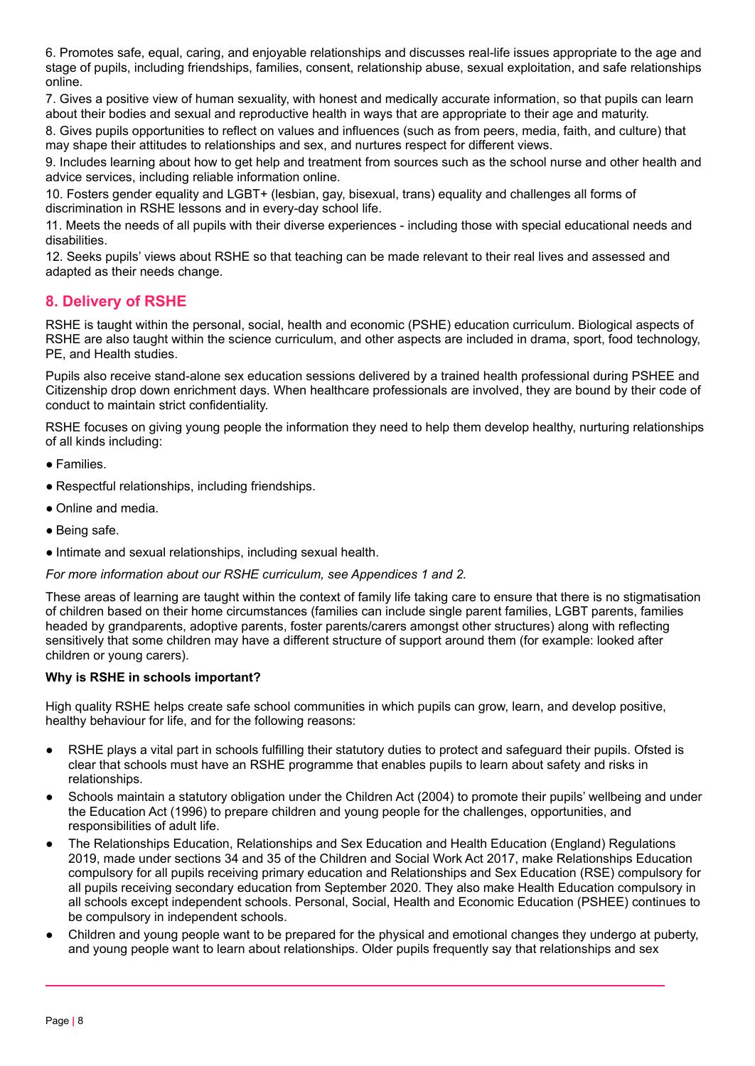6. Promotes safe, equal, caring, and enjoyable relationships and discusses real-life issues appropriate to the age and stage of pupils, including friendships, families, consent, relationship abuse, sexual exploitation, and safe relationships online.
7. Gives a positive view of human sexuality, with honest and medically accurate information, so that pupils can learn about their bodies and sexual and reproductive health in ways that are appropriate to their age and maturity.
8. Gives pupils opportunities to reflect on values and influences (such as from peers, media, faith, and culture) that may shape their attitudes to relationships and sex, and nurtures respect for different views.
9. Includes learning about how to get help and treatment from sources such as the school nurse and other health and advice services, including reliable information online.
10. Fosters gender equality and LGBT+ (lesbian, gay, bisexual, trans) equality and challenges all forms of discrimination in RSHE lessons and in every-day school life.
11. Meets the needs of all pupils with their diverse experiences - including those with special educational needs and disabilities.
12. Seeks pupils' views about RSHE so that teaching can be made relevant to their real lives and assessed and adapted as their needs change.

## 8. Delivery of RSHE

RSHE is taught within the personal, social, health and economic (PSHE) education curriculum. Biological aspects of RSHE are also taught within the science curriculum, and other aspects are included in drama, sport, food technology, PE, and Health studies.

Pupils also receive stand-alone sex education sessions delivered by a trained health professional during PSHEE and Citizenship drop down enrichment days. When healthcare professionals are involved, they are bound by their code of conduct to maintain strict confidentiality.

RSHE focuses on giving young people the information they need to help them develop healthy, nurturing relationships of all kinds including:

- Families.
- Respectful relationships, including friendships.
- Online and media.
- Being safe.
- Intimate and sexual relationships, including sexual health.

*For more information about our RSHE curriculum, see Appendices 1 and 2.*

These areas of learning are taught within the context of family life taking care to ensure that there is no stigmatisation of children based on their home circumstances (families can include single parent families, LGBT parents, families headed by grandparents, adoptive parents, foster parents/carers amongst other structures) along with reflecting sensitively that some children may have a different structure of support around them (for example: looked after children or young carers).

**Why is RSHE in schools important?**

High quality RSHE helps create safe school communities in which pupils can grow, learn, and develop positive, healthy behaviour for life, and for the following reasons:

- RSHE plays a vital part in schools fulfilling their statutory duties to protect and safeguard their pupils. Ofsted is clear that schools must have an RSHE programme that enables pupils to learn about safety and risks in relationships.
- Schools maintain a statutory obligation under the Children Act (2004) to promote their pupils' wellbeing and under the Education Act (1996) to prepare children and young people for the challenges, opportunities, and responsibilities of adult life.
- The Relationships Education, Relationships and Sex Education and Health Education (England) Regulations 2019, made under sections 34 and 35 of the Children and Social Work Act 2017, make Relationships Education compulsory for all pupils receiving primary education and Relationships and Sex Education (RSE) compulsory for all pupils receiving secondary education from September 2020. They also make Health Education compulsory in all schools except independent schools. Personal, Social, Health and Economic Education (PSHEE) continues to be compulsory in independent schools.
- Children and young people want to be prepared for the physical and emotional changes they undergo at puberty, and young people want to learn about relationships. Older pupils frequently say that relationships and sex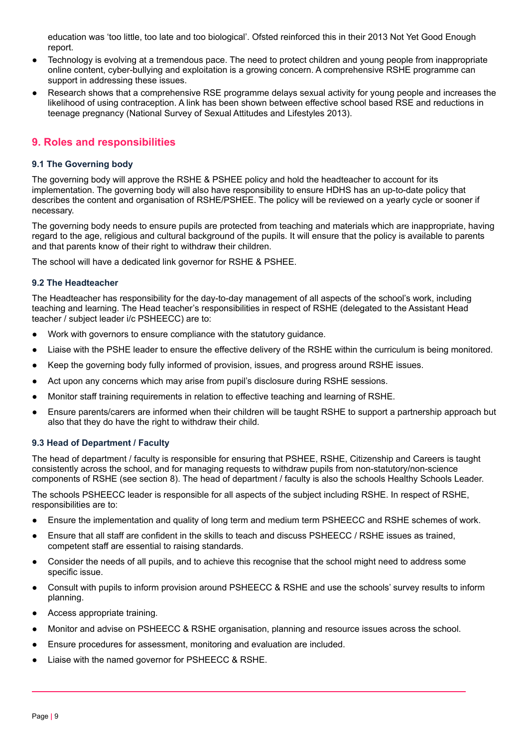education was 'too little, too late and too biological'. Ofsted reinforced this in their 2013 Not Yet Good Enough report.

- Technology is evolving at a tremendous pace. The need to protect children and young people from inappropriate online content, cyber-bullying and exploitation is a growing concern. A comprehensive RSHE programme can support in addressing these issues.
- Research shows that a comprehensive RSE programme delays sexual activity for young people and increases the likelihood of using contraception. A link has been shown between effective school based RSE and reductions in teenage pregnancy (National Survey of Sexual Attitudes and Lifestyles 2013).

## 9. Roles and responsibilities

### 9.1 The Governing body

The governing body will approve the RSHE & PSHEE policy and hold the headteacher to account for its implementation. The governing body will also have responsibility to ensure HDHS has an up-to-date policy that describes the content and organisation of RSHE/PSHEE. The policy will be reviewed on a yearly cycle or sooner if necessary.

The governing body needs to ensure pupils are protected from teaching and materials which are inappropriate, having regard to the age, religious and cultural background of the pupils. It will ensure that the policy is available to parents and that parents know of their right to withdraw their children.

The school will have a dedicated link governor for RSHE & PSHEE.

### 9.2 The Headteacher

The Headteacher has responsibility for the day-to-day management of all aspects of the school's work, including teaching and learning. The Head teacher's responsibilities in respect of RSHE (delegated to the Assistant Head teacher / subject leader i/c PSHEECC) are to:

- Work with governors to ensure compliance with the statutory guidance.
- Liaise with the PSHE leader to ensure the effective delivery of the RSHE within the curriculum is being monitored.
- Keep the governing body fully informed of provision, issues, and progress around RSHE issues.
- Act upon any concerns which may arise from pupil's disclosure during RSHE sessions.
- Monitor staff training requirements in relation to effective teaching and learning of RSHE.
- Ensure parents/carers are informed when their children will be taught RSHE to support a partnership approach but also that they do have the right to withdraw their child.

### 9.3 Head of Department / Faculty

The head of department / faculty is responsible for ensuring that PSHEE, RSHE, Citizenship and Careers is taught consistently across the school, and for managing requests to withdraw pupils from non-statutory/non-science components of RSHE (see section 8). The head of department / faculty is also the schools Healthy Schools Leader.

The schools PSHEECC leader is responsible for all aspects of the subject including RSHE. In respect of RSHE, responsibilities are to:

- Ensure the implementation and quality of long term and medium term PSHEECC and RSHE schemes of work.
- Ensure that all staff are confident in the skills to teach and discuss PSHEECC / RSHE issues as trained, competent staff are essential to raising standards.
- Consider the needs of all pupils, and to achieve this recognise that the school might need to address some specific issue.
- Consult with pupils to inform provision around PSHEECC & RSHE and use the schools' survey results to inform planning.
- Access appropriate training.
- Monitor and advise on PSHEECC & RSHE organisation, planning and resource issues across the school.
- Ensure procedures for assessment, monitoring and evaluation are included.
- Liaise with the named governor for PSHEECC & RSHE.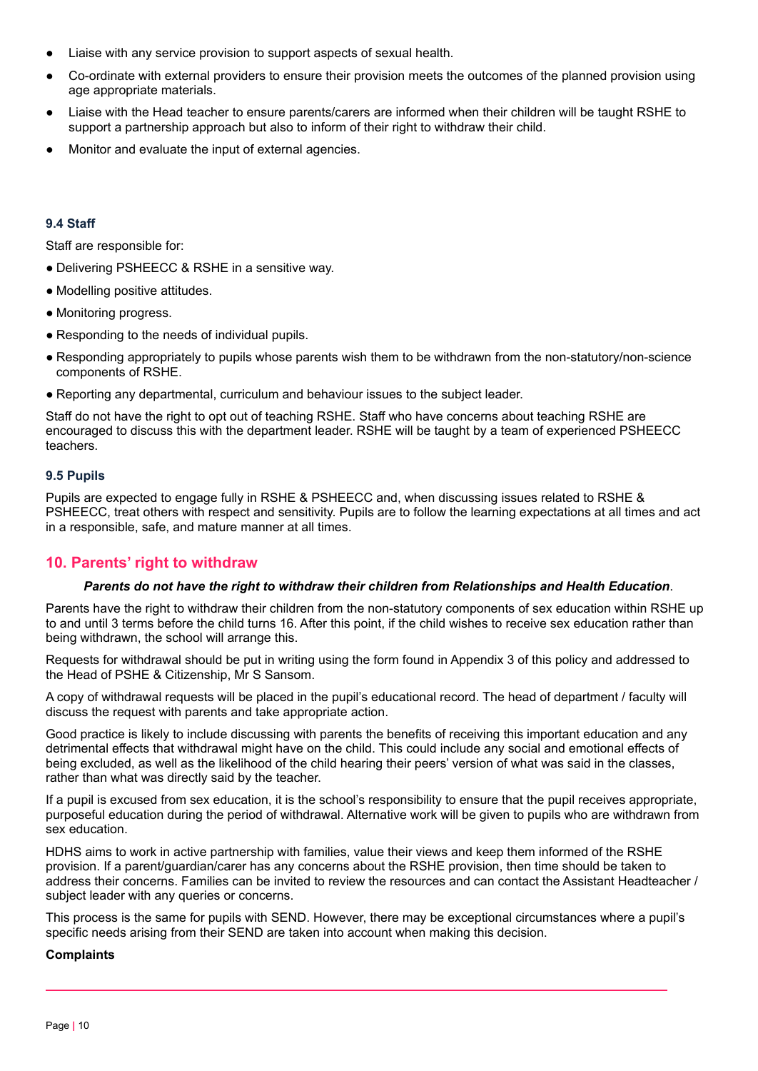- Liaise with any service provision to support aspects of sexual health.
- Co-ordinate with external providers to ensure their provision meets the outcomes of the planned provision using age appropriate materials.
- Liaise with the Head teacher to ensure parents/carers are informed when their children will be taught RSHE to support a partnership approach but also to inform of their right to withdraw their child.
- Monitor and evaluate the input of external agencies.

### 9.4 Staff

Staff are responsible for:

- Delivering PSHEECC & RSHE in a sensitive way.
- Modelling positive attitudes.
- Monitoring progress.
- Responding to the needs of individual pupils.
- Responding appropriately to pupils whose parents wish them to be withdrawn from the non-statutory/non-science components of RSHE.
- Reporting any departmental, curriculum and behaviour issues to the subject leader.

Staff do not have the right to opt out of teaching RSHE. Staff who have concerns about teaching RSHE are encouraged to discuss this with the department leader. RSHE will be taught by a team of experienced PSHEECC teachers.

### 9.5 Pupils

Pupils are expected to engage fully in RSHE & PSHEECC and, when discussing issues related to RSHE & PSHEECC, treat others with respect and sensitivity. Pupils are to follow the learning expectations at all times and act in a responsible, safe, and mature manner at all times.

## 10. Parents' right to withdraw

***Parents do not have the right to withdraw their children from Relationships and Health Education***.

Parents have the right to withdraw their children from the non-statutory components of sex education within RSHE up to and until 3 terms before the child turns 16. After this point, if the child wishes to receive sex education rather than being withdrawn, the school will arrange this.

Requests for withdrawal should be put in writing using the form found in Appendix 3 of this policy and addressed to the Head of PSHE & Citizenship, Mr S Sansom.

A copy of withdrawal requests will be placed in the pupil's educational record. The head of department / faculty will discuss the request with parents and take appropriate action.

Good practice is likely to include discussing with parents the benefits of receiving this important education and any detrimental effects that withdrawal might have on the child. This could include any social and emotional effects of being excluded, as well as the likelihood of the child hearing their peers' version of what was said in the classes, rather than what was directly said by the teacher.

If a pupil is excused from sex education, it is the school's responsibility to ensure that the pupil receives appropriate, purposeful education during the period of withdrawal. Alternative work will be given to pupils who are withdrawn from sex education.

HDHS aims to work in active partnership with families, value their views and keep them informed of the RSHE provision. If a parent/guardian/carer has any concerns about the RSHE provision, then time should be taken to address their concerns. Families can be invited to review the resources and can contact the Assistant Headteacher / subject leader with any queries or concerns.

This process is the same for pupils with SEND. However, there may be exceptional circumstances where a pupil's specific needs arising from their SEND are taken into account when making this decision.

**Complaints**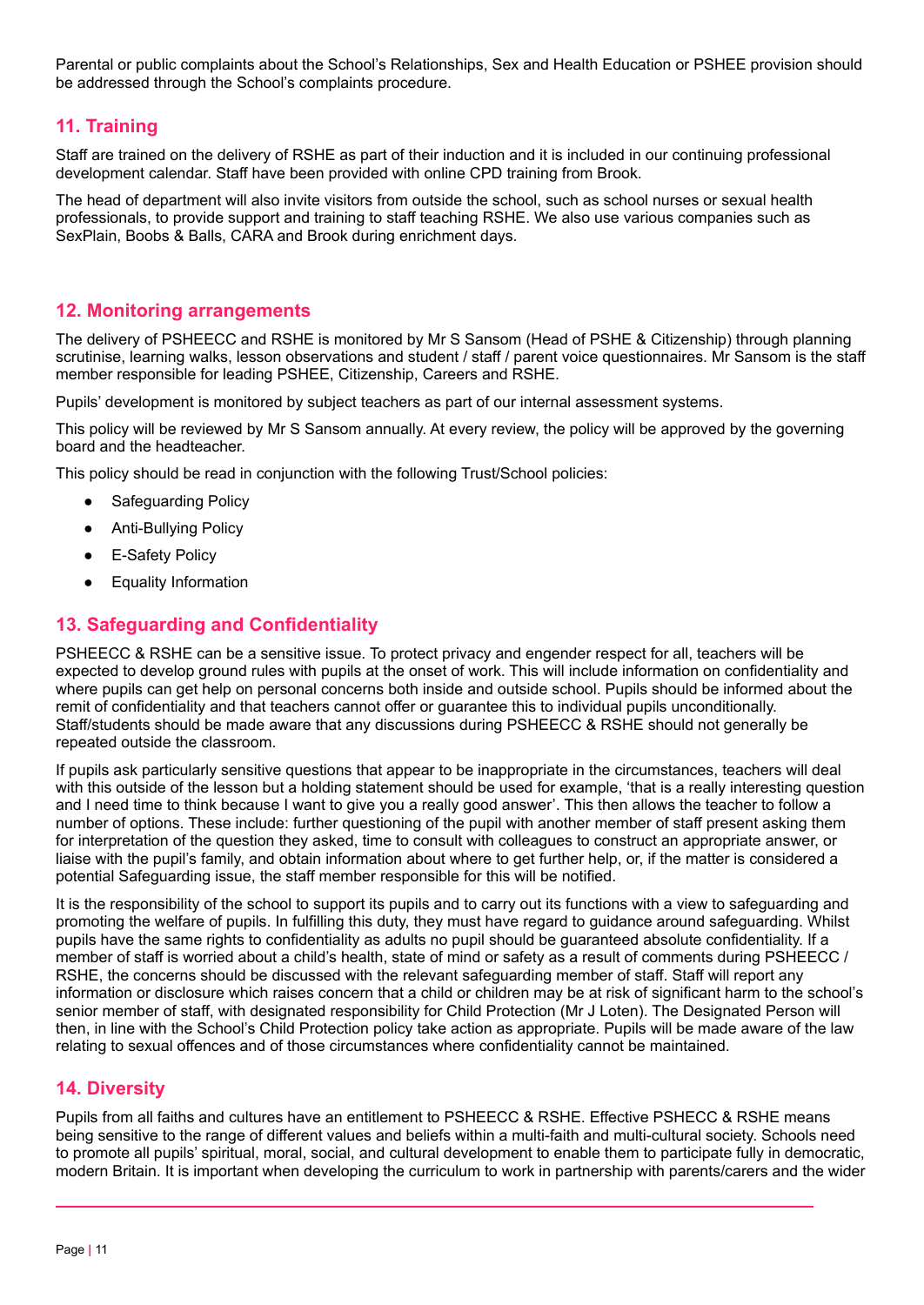Parental or public complaints about the School's Relationships, Sex and Health Education or PSHEE provision should be addressed through the School's complaints procedure.

## 11. Training

Staff are trained on the delivery of RSHE as part of their induction and it is included in our continuing professional development calendar. Staff have been provided with online CPD training from Brook.

The head of department will also invite visitors from outside the school, such as school nurses or sexual health professionals, to provide support and training to staff teaching RSHE. We also use various companies such as SexPlain, Boobs & Balls, CARA and Brook during enrichment days.

## 12. Monitoring arrangements

The delivery of PSHEECC and RSHE is monitored by Mr S Sansom (Head of PSHE & Citizenship) through planning scrutinise, learning walks, lesson observations and student / staff / parent voice questionnaires. Mr Sansom is the staff member responsible for leading PSHEE, Citizenship, Careers and RSHE.

Pupils' development is monitored by subject teachers as part of our internal assessment systems.

This policy will be reviewed by Mr S Sansom annually. At every review, the policy will be approved by the governing board and the headteacher.

This policy should be read in conjunction with the following Trust/School policies:

- Safeguarding Policy
- Anti-Bullying Policy
- E-Safety Policy
- Equality Information

## 13. Safeguarding and Confidentiality

PSHEECC & RSHE can be a sensitive issue. To protect privacy and engender respect for all, teachers will be expected to develop ground rules with pupils at the onset of work. This will include information on confidentiality and where pupils can get help on personal concerns both inside and outside school. Pupils should be informed about the remit of confidentiality and that teachers cannot offer or guarantee this to individual pupils unconditionally. Staff/students should be made aware that any discussions during PSHEECC & RSHE should not generally be repeated outside the classroom.

If pupils ask particularly sensitive questions that appear to be inappropriate in the circumstances, teachers will deal with this outside of the lesson but a holding statement should be used for example, 'that is a really interesting question and I need time to think because I want to give you a really good answer'. This then allows the teacher to follow a number of options. These include: further questioning of the pupil with another member of staff present asking them for interpretation of the question they asked, time to consult with colleagues to construct an appropriate answer, or liaise with the pupil's family, and obtain information about where to get further help, or, if the matter is considered a potential Safeguarding issue, the staff member responsible for this will be notified.

It is the responsibility of the school to support its pupils and to carry out its functions with a view to safeguarding and promoting the welfare of pupils. In fulfilling this duty, they must have regard to guidance around safeguarding. Whilst pupils have the same rights to confidentiality as adults no pupil should be guaranteed absolute confidentiality. If a member of staff is worried about a child's health, state of mind or safety as a result of comments during PSHEECC / RSHE, the concerns should be discussed with the relevant safeguarding member of staff. Staff will report any information or disclosure which raises concern that a child or children may be at risk of significant harm to the school's senior member of staff, with designated responsibility for Child Protection (Mr J Loten). The Designated Person will then, in line with the School's Child Protection policy take action as appropriate. Pupils will be made aware of the law relating to sexual offences and of those circumstances where confidentiality cannot be maintained.

## 14. Diversity

Pupils from all faiths and cultures have an entitlement to PSHEECC & RSHE. Effective PSHECC & RSHE means being sensitive to the range of different values and beliefs within a multi-faith and multi-cultural society. Schools need to promote all pupils' spiritual, moral, social, and cultural development to enable them to participate fully in democratic, modern Britain. It is important when developing the curriculum to work in partnership with parents/carers and the wider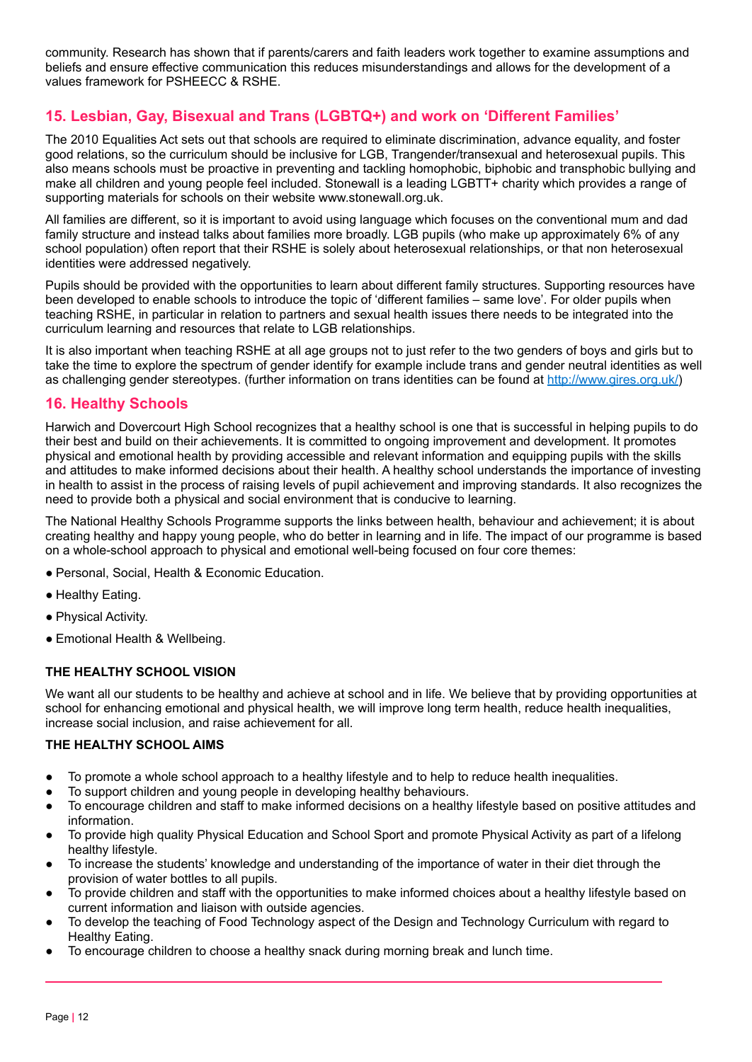community. Research has shown that if parents/carers and faith leaders work together to examine assumptions and beliefs and ensure effective communication this reduces misunderstandings and allows for the development of a values framework for PSHEECC & RSHE.

## 15. Lesbian, Gay, Bisexual and Trans (LGBTQ+) and work on 'Different Families'

The 2010 Equalities Act sets out that schools are required to eliminate discrimination, advance equality, and foster good relations, so the curriculum should be inclusive for LGB, Trangender/transexual and heterosexual pupils. This also means schools must be proactive in preventing and tackling homophobic, biphobic and transphobic bullying and make all children and young people feel included. Stonewall is a leading LGBTT+ charity which provides a range of supporting materials for schools on their website www.stonewall.org.uk.

All families are different, so it is important to avoid using language which focuses on the conventional mum and dad family structure and instead talks about families more broadly. LGB pupils (who make up approximately 6% of any school population) often report that their RSHE is solely about heterosexual relationships, or that non heterosexual identities were addressed negatively.

Pupils should be provided with the opportunities to learn about different family structures. Supporting resources have been developed to enable schools to introduce the topic of 'different families – same love'. For older pupils when teaching RSHE, in particular in relation to partners and sexual health issues there needs to be integrated into the curriculum learning and resources that relate to LGB relationships.

It is also important when teaching RSHE at all age groups not to just refer to the two genders of boys and girls but to take the time to explore the spectrum of gender identify for example include trans and gender neutral identities as well as challenging gender stereotypes. (further information on trans identities can be found at [http://www.gires.org.uk/](http://www.gires.org.uk/))

## 16. Healthy Schools

Harwich and Dovercourt High School recognizes that a healthy school is one that is successful in helping pupils to do their best and build on their achievements. It is committed to ongoing improvement and development. It promotes physical and emotional health by providing accessible and relevant information and equipping pupils with the skills and attitudes to make informed decisions about their health. A healthy school understands the importance of investing in health to assist in the process of raising levels of pupil achievement and improving standards. It also recognizes the need to provide both a physical and social environment that is conducive to learning.

The National Healthy Schools Programme supports the links between health, behaviour and achievement; it is about creating healthy and happy young people, who do better in learning and in life. The impact of our programme is based on a whole-school approach to physical and emotional well-being focused on four core themes:

- Personal, Social, Health & Economic Education.
- Healthy Eating.
- Physical Activity.
- Emotional Health & Wellbeing.

**THE HEALTHY SCHOOL VISION**

We want all our students to be healthy and achieve at school and in life. We believe that by providing opportunities at school for enhancing emotional and physical health, we will improve long term health, reduce health inequalities, increase social inclusion, and raise achievement for all.

**THE HEALTHY SCHOOL AIMS**

- To promote a whole school approach to a healthy lifestyle and to help to reduce health inequalities.
- To support children and young people in developing healthy behaviours.
- To encourage children and staff to make informed decisions on a healthy lifestyle based on positive attitudes and information.
- To provide high quality Physical Education and School Sport and promote Physical Activity as part of a lifelong healthy lifestyle.
- To increase the students' knowledge and understanding of the importance of water in their diet through the provision of water bottles to all pupils.
- To provide children and staff with the opportunities to make informed choices about a healthy lifestyle based on current information and liaison with outside agencies.
- To develop the teaching of Food Technology aspect of the Design and Technology Curriculum with regard to Healthy Eating.
- To encourage children to choose a healthy snack during morning break and lunch time.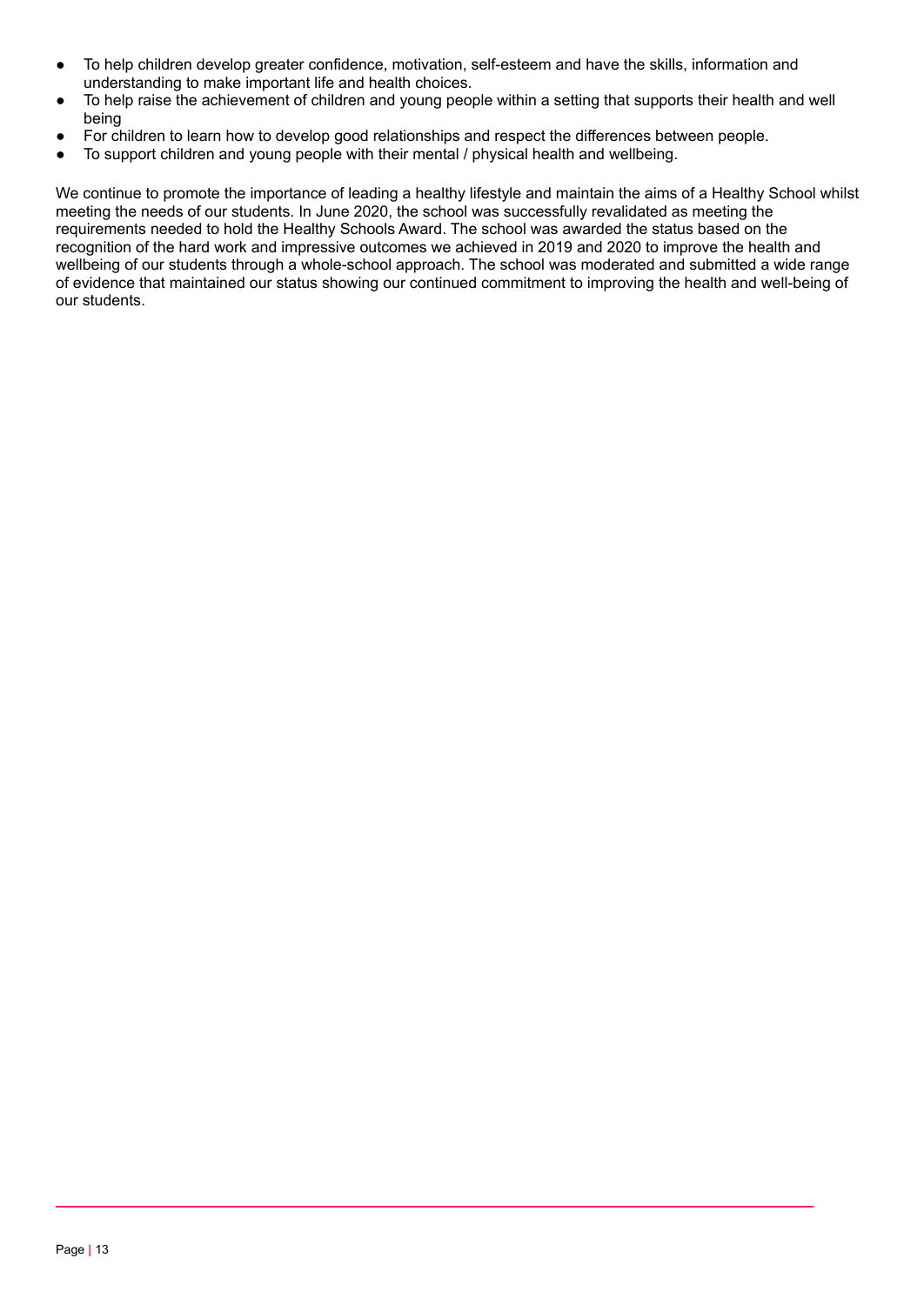- To help children develop greater confidence, motivation, self-esteem and have the skills, information and understanding to make important life and health choices.
- To help raise the achievement of children and young people within a setting that supports their health and well being
- For children to learn how to develop good relationships and respect the differences between people.
- To support children and young people with their mental / physical health and wellbeing.

We continue to promote the importance of leading a healthy lifestyle and maintain the aims of a Healthy School whilst meeting the needs of our students. In June 2020, the school was successfully revalidated as meeting the requirements needed to hold the Healthy Schools Award. The school was awarded the status based on the recognition of the hard work and impressive outcomes we achieved in 2019 and 2020 to improve the health and wellbeing of our students through a whole-school approach. The school was moderated and submitted a wide range of evidence that maintained our status showing our continued commitment to improving the health and well-being of our students.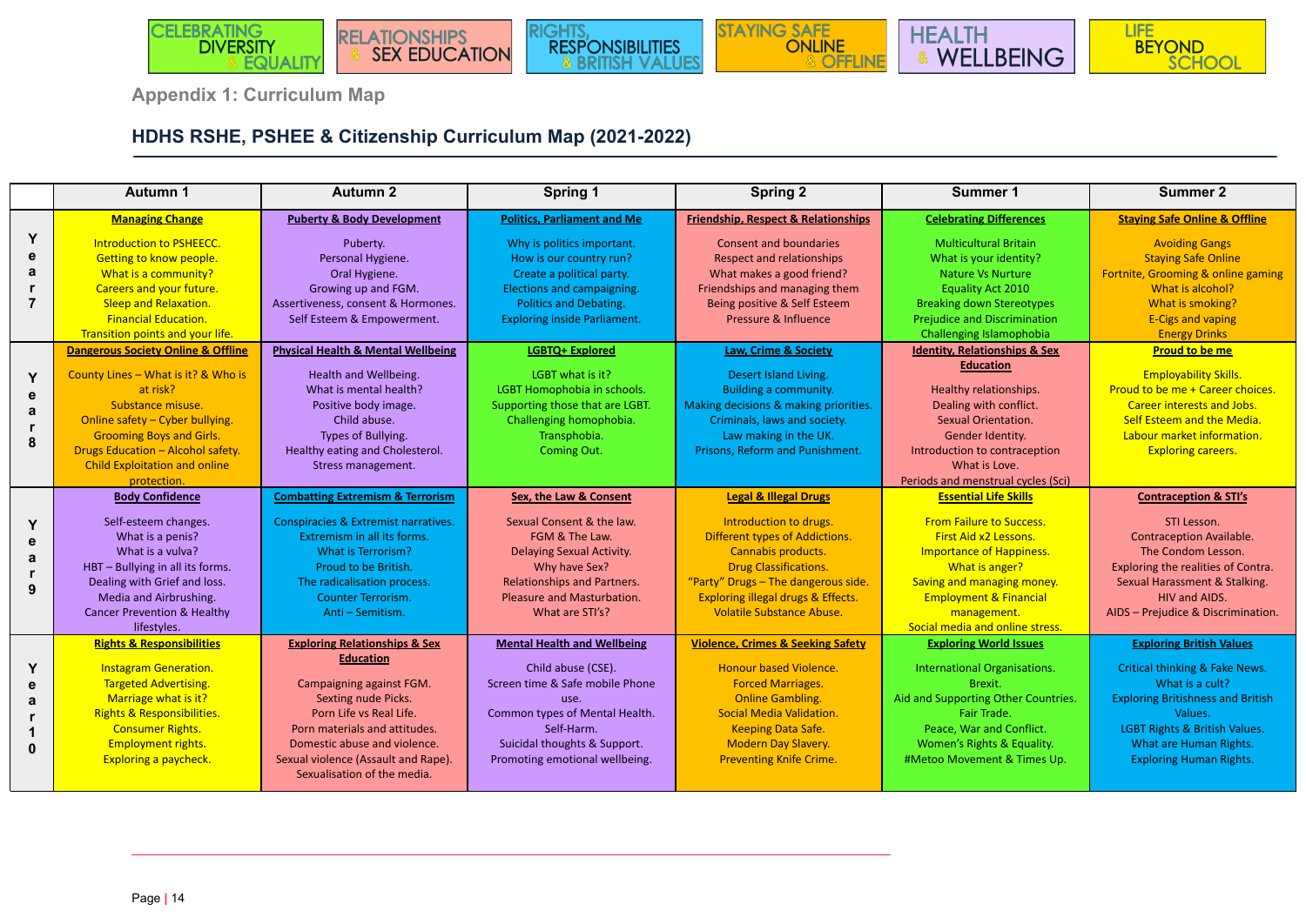CELEBRATING DIVERSITY & EQUALITY | RELATIONSHIPS & SEX EDUCATION | RIGHTS, RESPONSIBILITIES & BRITISH VALUES | STAYING SAFE ONLINE & OFFLINE | HEALTH & WELLBEING | LIFE BEYOND SCHOOL

## Appendix 1: Curriculum Map

## HDHS RSHE, PSHEE & Citizenship Curriculum Map (2021-2022)

| | Autumn 1 | Autumn 2 | Spring 1 | Spring 2 | Summer 1 | Summer 2 |
|---|---|---|---|---|---|---|
| Year 7 | **Managing Change**<br><br>Introduction to PSHEECC.<br>Getting to know people.<br>What is a community?<br>Careers and your future.<br>Sleep and Relaxation.<br>Financial Education.<br>Transition points and your life. | **Puberty & Body Development**<br><br>Puberty.<br>Personal Hygiene.<br>Oral Hygiene.<br>Growing up and FGM.<br>Assertiveness, consent & Hormones.<br>Self Esteem & Empowerment. | **Politics, Parliament and Me**<br><br>Why is politics important.<br>How is our country run?<br>Create a political party.<br>Elections and campaigning.<br>Politics and Debating.<br>Exploring inside Parliament. | **Friendship, Respect & Relationships**<br><br>Consent and boundaries<br>Respect and relationships<br>What makes a good friend?<br>Friendships and managing them<br>Being positive & Self Esteem<br>Pressure & Influence | **Celebrating Differences**<br><br>Multicultural Britain<br>What is your identity?<br>Nature Vs Nurture<br>Equality Act 2010<br>Breaking down Stereotypes<br>Prejudice and Discrimination<br>Challenging Islamophobia | **Staying Safe Online & Offline**<br><br>Avoiding Gangs<br>Staying Safe Online<br>Fortnite, Grooming & online gaming<br>What is alcohol?<br>What is smoking?<br>E-Cigs and vaping<br>Energy Drinks |
| Year 8 | **Dangerous Society Online & Offline**<br><br>County Lines – What is it? & Who is at risk?<br>Substance misuse.<br>Online safety – Cyber bullying.<br>Grooming Boys and Girls.<br>Drugs Education – Alcohol safety.<br>Child Exploitation and online protection. | **Physical Health & Mental Wellbeing**<br><br>Health and Wellbeing.<br>What is mental health?<br>Positive body image.<br>Child abuse.<br>Types of Bullying.<br>Healthy eating and Cholesterol.<br>Stress management. | **LGBTQ+ Explored**<br><br>LGBT what is it?<br>LGBT Homophobia in schools.<br>Supporting those that are LGBT.<br>Challenging homophobia.<br>Transphobia.<br>Coming Out. | **Law, Crime & Society**<br><br>Desert Island Living.<br>Building a community.<br>Making decisions & making priorities.<br>Criminals, laws and society.<br>Law making in the UK.<br>Prisons, Reform and Punishment. | **Identity, Relationships & Sex Education**<br><br>Healthy relationships.<br>Dealing with conflict.<br>Sexual Orientation.<br>Gender Identity.<br>Introduction to contraception<br>What is Love.<br>Periods and menstrual cycles (Sci) | **Proud to be me**<br><br>Employability Skills.<br>Proud to be me + Career choices.<br>Career interests and Jobs.<br>Self Esteem and the Media.<br>Labour market information.<br>Exploring careers. |
| Year 9 | **Body Confidence**<br><br>Self-esteem changes.<br>What is a penis?<br>What is a vulva?<br>HBT – Bullying in all its forms.<br>Dealing with Grief and loss.<br>Media and Airbrushing.<br>Cancer Prevention & Healthy lifestyles. | **Combatting Extremism & Terrorism**<br><br>Conspiracies & Extremist narratives.<br>Extremism in all its forms.<br>What is Terrorism?<br>Proud to be British.<br>The radicalisation process.<br>Counter Terrorism.<br>Anti – Semitism. | **Sex, the Law & Consent**<br><br>Sexual Consent & the law.<br>FGM & The Law.<br>Delaying Sexual Activity.<br>Why have Sex?<br>Relationships and Partners.<br>Pleasure and Masturbation.<br>What are STI's? | **Legal & Illegal Drugs**<br><br>Introduction to drugs.<br>Different types of Addictions.<br>Cannabis products.<br>Drug Classifications.<br>"Party" Drugs – The dangerous side.<br>Exploring illegal drugs & Effects.<br>Volatile Substance Abuse. | **Essential Life Skills**<br><br>From Failure to Success.<br>First Aid x2 Lessons.<br>Importance of Happiness.<br>What is anger?<br>Saving and managing money.<br>Employment & Financial management.<br>Social media and online stress. | **Contraception & STI's**<br><br>STI Lesson.<br>Contraception Available.<br>The Condom Lesson.<br>Exploring the realities of Contra.<br>Sexual Harassment & Stalking.<br>HIV and AIDS.<br>AIDS – Prejudice & Discrimination. |
| Year 10 | **Rights & Responsibilities**<br><br>Instagram Generation.<br>Targeted Advertising.<br>Marriage what is it?<br>Rights & Responsibilities.<br>Consumer Rights.<br>Employment rights.<br>Exploring a paycheck. | **Exploring Relationships & Sex Education**<br><br>Campaigning against FGM.<br>Sexting nude Picks.<br>Porn Life vs Real Life.<br>Porn materials and attitudes.<br>Domestic abuse and violence.<br>Sexual violence (Assault and Rape).<br>Sexualisation of the media. | **Mental Health and Wellbeing**<br><br>Child abuse (CSE).<br>Screen time & Safe mobile Phone use.<br>Common types of Mental Health.<br>Self-Harm.<br>Suicidal thoughts & Support.<br>Promoting emotional wellbeing. | **Violence, Crimes & Seeking Safety**<br><br>Honour based Violence.<br>Forced Marriages.<br>Online Gambling.<br>Social Media Validation.<br>Keeping Data Safe.<br>Modern Day Slavery.<br>Preventing Knife Crime. | **Exploring World Issues**<br><br>International Organisations.<br>Brexit.<br>Aid and Supporting Other Countries.<br>Fair Trade.<br>Peace, War and Conflict.<br>Women's Rights & Equality.<br>#Metoo Movement & Times Up. | **Exploring British Values**<br><br>Critical thinking & Fake News.<br>What is a cult?<br>Exploring Britishness and British Values.<br>LGBT Rights & British Values.<br>What are Human Rights.<br>Exploring Human Rights. |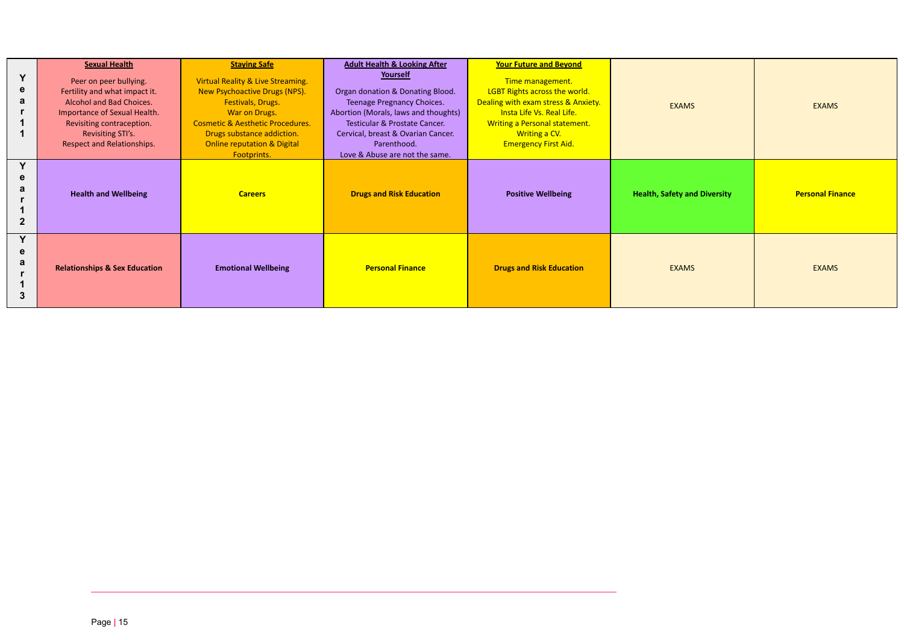| | | | | | | |
|---|---|---|---|---|---|---|
| Year 11 | **Sexual Health**<br>Peer on peer bullying.<br>Fertility and what impact it.<br>Alcohol and Bad Choices.<br>Importance of Sexual Health.<br>Revisiting contraception.<br>Revisiting STI's.<br>Respect and Relationships. | **Staying Safe**<br>Virtual Reality & Live Streaming.<br>New Psychoactive Drugs (NPS).<br>Festivals, Drugs.<br>War on Drugs.<br>Cosmetic & Aesthetic Procedures.<br>Drugs substance addiction.<br>Online reputation & Digital Footprints. | **Adult Health & Looking After Yourself**<br>Organ donation & Donating Blood.<br>Teenage Pregnancy Choices.<br>Abortion (Morals, laws and thoughts)<br>Testicular & Prostate Cancer.<br>Cervical, breast & Ovarian Cancer.<br>Parenthood.<br>Love & Abuse are not the same. | **Your Future and Beyond**<br>Time management.<br>LGBT Rights across the world.<br>Dealing with exam stress & Anxiety.<br>Insta Life Vs. Real Life.<br>Writing a Personal statement.<br>Writing a CV.<br>Emergency First Aid. | EXAMS | EXAMS |
| Year 12 | **Health and Wellbeing** | **Careers** | **Drugs and Risk Education** | **Positive Wellbeing** | **Health, Safety and Diversity** | **Personal Finance** |
| Year 13 | **Relationships & Sex Education** | **Emotional Wellbeing** | **Personal Finance** | **Drugs and Risk Education** | EXAMS | EXAMS |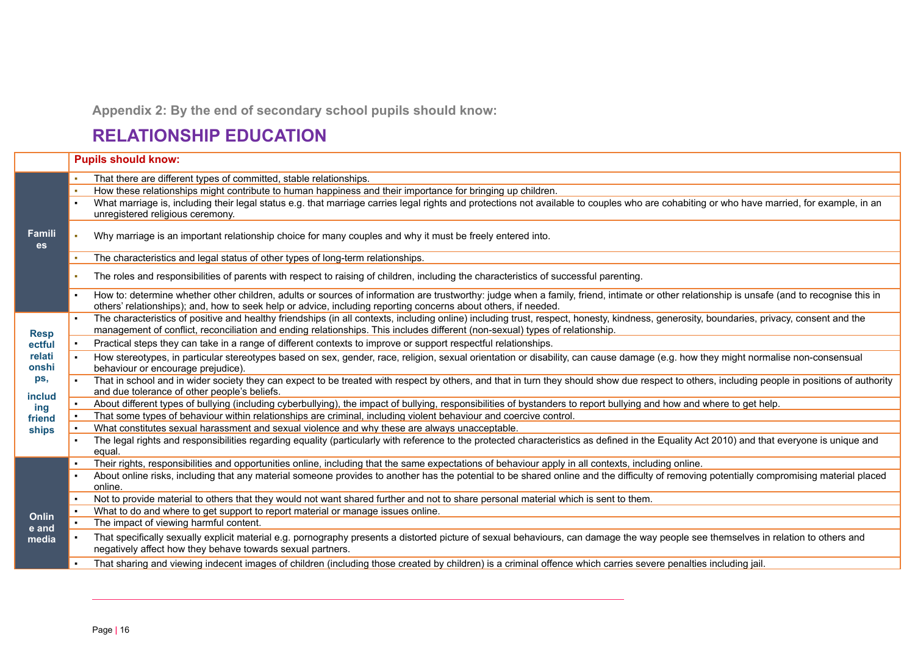Appendix 2: By the end of secondary school pupils should know:

# RELATIONSHIP EDUCATION

| | Pupils should know: |
|---|---|
| Families | ▪ That there are different types of committed, stable relationships. |
| | ▪ How these relationships might contribute to human happiness and their importance for bringing up children. |
| | ▪ What marriage is, including their legal status e.g. that marriage carries legal rights and protections not available to couples who are cohabiting or who have married, for example, in an unregistered religious ceremony. |
| | ▪ Why marriage is an important relationship choice for many couples and why it must be freely entered into. |
| | ▪ The characteristics and legal status of other types of long-term relationships. |
| | ▪ The roles and responsibilities of parents with respect to raising of children, including the characteristics of successful parenting. |
| | ▪ How to: determine whether other children, adults or sources of information are trustworthy: judge when a family, friend, intimate or other relationship is unsafe (and to recognise this in others' relationships); and, how to seek help or advice, including reporting concerns about others, if needed. |
| Respectful relationships, including friendships | ▪ The characteristics of positive and healthy friendships (in all contexts, including online) including trust, respect, honesty, kindness, generosity, boundaries, privacy, consent and the management of conflict, reconciliation and ending relationships. This includes different (non-sexual) types of relationship. |
| | ▪ Practical steps they can take in a range of different contexts to improve or support respectful relationships. |
| | ▪ How stereotypes, in particular stereotypes based on sex, gender, race, religion, sexual orientation or disability, can cause damage (e.g. how they might normalise non-consensual behaviour or encourage prejudice). |
| | ▪ That in school and in wider society they can expect to be treated with respect by others, and that in turn they should show due respect to others, including people in positions of authority and due tolerance of other people's beliefs. |
| | ▪ About different types of bullying (including cyberbullying), the impact of bullying, responsibilities of bystanders to report bullying and how and where to get help. |
| | ▪ That some types of behaviour within relationships are criminal, including violent behaviour and coercive control. |
| | ▪ What constitutes sexual harassment and sexual violence and why these are always unacceptable. |
| | ▪ The legal rights and responsibilities regarding equality (particularly with reference to the protected characteristics as defined in the Equality Act 2010) and that everyone is unique and equal. |
| Online and media | ▪ Their rights, responsibilities and opportunities online, including that the same expectations of behaviour apply in all contexts, including online. |
| | ▪ About online risks, including that any material someone provides to another has the potential to be shared online and the difficulty of removing potentially compromising material placed online. |
| | ▪ Not to provide material to others that they would not want shared further and not to share personal material which is sent to them. |
| | ▪ What to do and where to get support to report material or manage issues online. |
| | ▪ The impact of viewing harmful content. |
| | ▪ That specifically sexually explicit material e.g. pornography presents a distorted picture of sexual behaviours, can damage the way people see themselves in relation to others and negatively affect how they behave towards sexual partners. |
| | ▪ That sharing and viewing indecent images of children (including those created by children) is a criminal offence which carries severe penalties including jail. |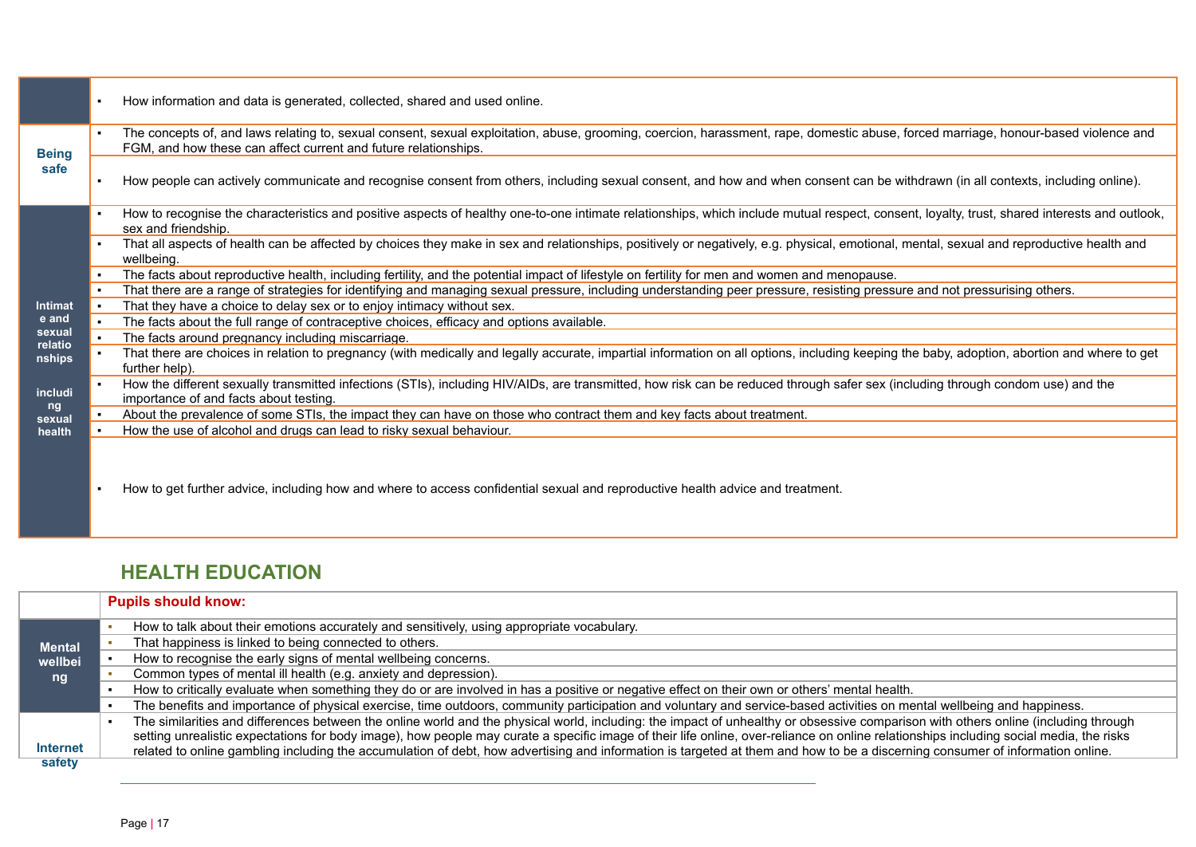| | |
|---|---|
| | ▪ How information and data is generated, collected, shared and used online. |
| **Being safe** | ▪ The concepts of, and laws relating to, sexual consent, sexual exploitation, abuse, grooming, coercion, harassment, rape, domestic abuse, forced marriage, honour-based violence and FGM, and how these can affect current and future relationships. |
| | ▪ How people can actively communicate and recognise consent from others, including sexual consent, and how and when consent can be withdrawn (in all contexts, including online). |
| **Intimate and sexual relationships including sexual health** | ▪ How to recognise the characteristics and positive aspects of healthy one-to-one intimate relationships, which include mutual respect, consent, loyalty, trust, shared interests and outlook, sex and friendship. |
| | ▪ That all aspects of health can be affected by choices they make in sex and relationships, positively or negatively, e.g. physical, emotional, mental, sexual and reproductive health and wellbeing. |
| | ▪ The facts about reproductive health, including fertility, and the potential impact of lifestyle on fertility for men and women and menopause. |
| | ▪ That there are a range of strategies for identifying and managing sexual pressure, including understanding peer pressure, resisting pressure and not pressurising others. |
| | ▪ That they have a choice to delay sex or to enjoy intimacy without sex. |
| | ▪ The facts about the full range of contraceptive choices, efficacy and options available. |
| | ▪ The facts around pregnancy including miscarriage. |
| | ▪ That there are choices in relation to pregnancy (with medically and legally accurate, impartial information on all options, including keeping the baby, adoption, abortion and where to get further help). |
| | ▪ How the different sexually transmitted infections (STIs), including HIV/AIDs, are transmitted, how risk can be reduced through safer sex (including through condom use) and the importance of and facts about testing. |
| | ▪ About the prevalence of some STIs, the impact they can have on those who contract them and key facts about treatment. |
| | ▪ How the use of alcohol and drugs can lead to risky sexual behaviour. |
| | ▪ How to get further advice, including how and where to access confidential sexual and reproductive health advice and treatment. |

## HEALTH EDUCATION

| | **Pupils should know:** |
|---|---|
| **Mental wellbeing** | ▪ How to talk about their emotions accurately and sensitively, using appropriate vocabulary. |
| | ▪ That happiness is linked to being connected to others. |
| | ▪ How to recognise the early signs of mental wellbeing concerns. |
| | ▪ Common types of mental ill health (e.g. anxiety and depression). |
| | ▪ How to critically evaluate when something they do or are involved in has a positive or negative effect on their own or others' mental health. |
| | ▪ The benefits and importance of physical exercise, time outdoors, community participation and voluntary and service-based activities on mental wellbeing and happiness. |
| **Internet safety** | ▪ The similarities and differences between the online world and the physical world, including: the impact of unhealthy or obsessive comparison with others online (including through setting unrealistic expectations for body image), how people may curate a specific image of their life online, over-reliance on online relationships including social media, the risks related to online gambling including the accumulation of debt, how advertising and information is targeted at them and how to be a discerning consumer of information online. |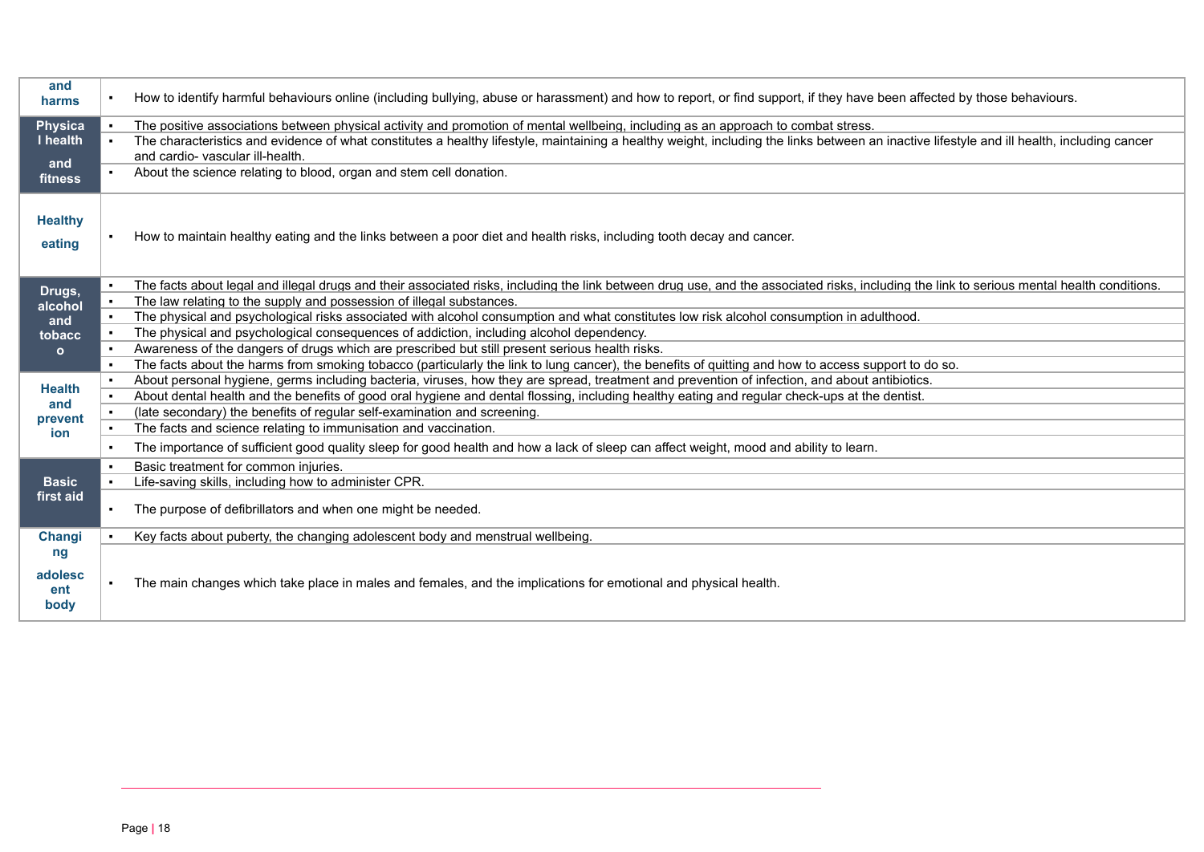| | |
|---|---|
| **and harms** | ▪ How to identify harmful behaviours online (including bullying, abuse or harassment) and how to report, or find support, if they have been affected by those behaviours. |
| **Physical health and fitness** | ▪ The positive associations between physical activity and promotion of mental wellbeing, including as an approach to combat stress.<br>▪ The characteristics and evidence of what constitutes a healthy lifestyle, maintaining a healthy weight, including the links between an inactive lifestyle and ill health, including cancer and cardio- vascular ill-health.<br>▪ About the science relating to blood, organ and stem cell donation. |
| **Healthy eating** | ▪ How to maintain healthy eating and the links between a poor diet and health risks, including tooth decay and cancer. |
| **Drugs, alcohol and tobacco** | ▪ The facts about legal and illegal drugs and their associated risks, including the link between drug use, and the associated risks, including the link to serious mental health conditions.<br>▪ The law relating to the supply and possession of illegal substances.<br>▪ The physical and psychological risks associated with alcohol consumption and what constitutes low risk alcohol consumption in adulthood.<br>▪ The physical and psychological consequences of addiction, including alcohol dependency.<br>▪ Awareness of the dangers of drugs which are prescribed but still present serious health risks.<br>▪ The facts about the harms from smoking tobacco (particularly the link to lung cancer), the benefits of quitting and how to access support to do so. |
| **Health and prevention** | ▪ About personal hygiene, germs including bacteria, viruses, how they are spread, treatment and prevention of infection, and about antibiotics.<br>▪ About dental health and the benefits of good oral hygiene and dental flossing, including healthy eating and regular check-ups at the dentist.<br>▪ (late secondary) the benefits of regular self-examination and screening.<br>▪ The facts and science relating to immunisation and vaccination.<br>▪ The importance of sufficient good quality sleep for good health and how a lack of sleep can affect weight, mood and ability to learn. |
| **Basic first aid** | ▪ Basic treatment for common injuries.<br>▪ Life-saving skills, including how to administer CPR.<br>▪ The purpose of defibrillators and when one might be needed. |
| **Changing adolescent body** | ▪ Key facts about puberty, the changing adolescent body and menstrual wellbeing.<br>▪ The main changes which take place in males and females, and the implications for emotional and physical health. |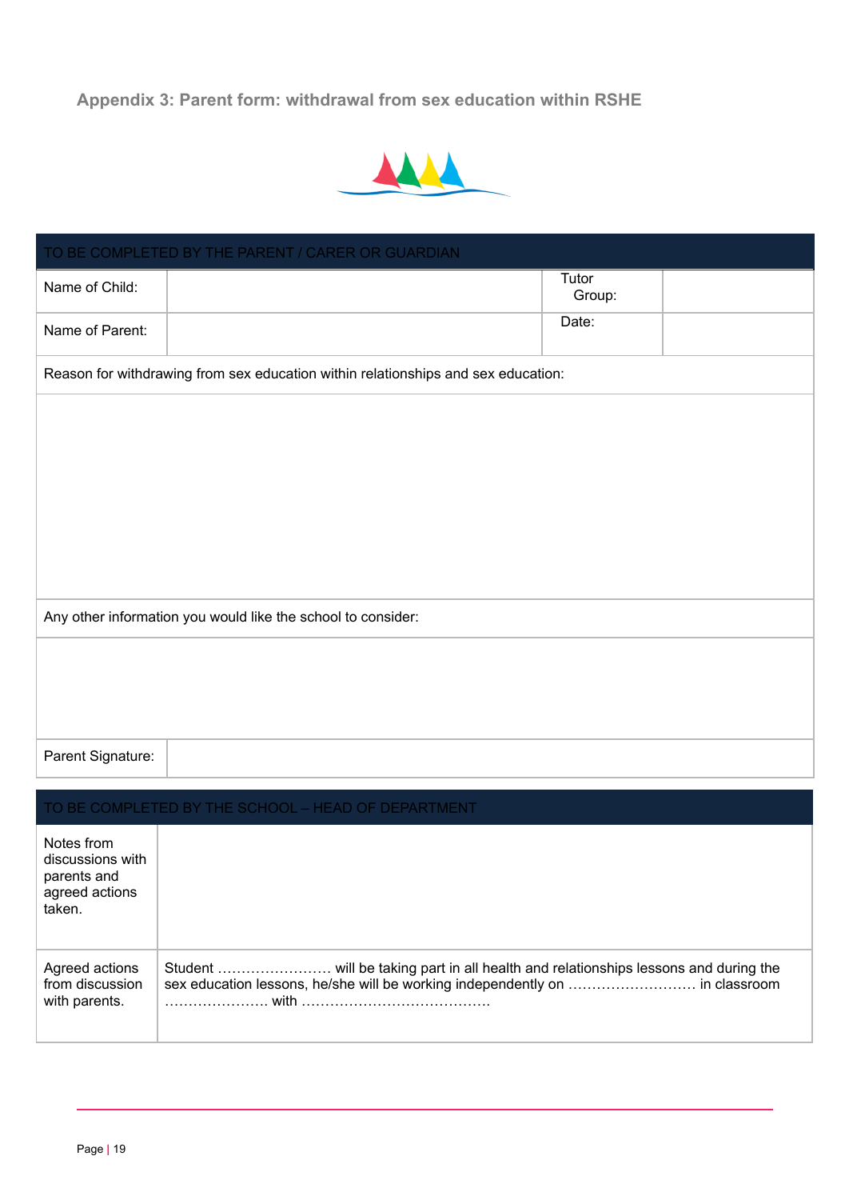## Appendix 3: Parent form: withdrawal from sex education within RSHE

| TO BE COMPLETED BY THE PARENT / CARER OR GUARDIAN | | | |
|---|---|---|---|
| Name of Child: | | Tutor Group: | |
| Name of Parent: | | Date: | |
| Reason for withdrawing from sex education within relationships and sex education: | | | |
| | | | |
| Any other information you would like the school to consider: | | | |
| | | | |
| Parent Signature: | | | |

| TO BE COMPLETED BY THE SCHOOL – HEAD OF DEPARTMENT | |
|---|---|
| Notes from discussions with parents and agreed actions taken. | |
| Agreed actions from discussion with parents. | Student …………………… will be taking part in all health and relationships lessons and during the sex education lessons, he/she will be working independently on ……………………… in classroom …………………. with …………………………………. |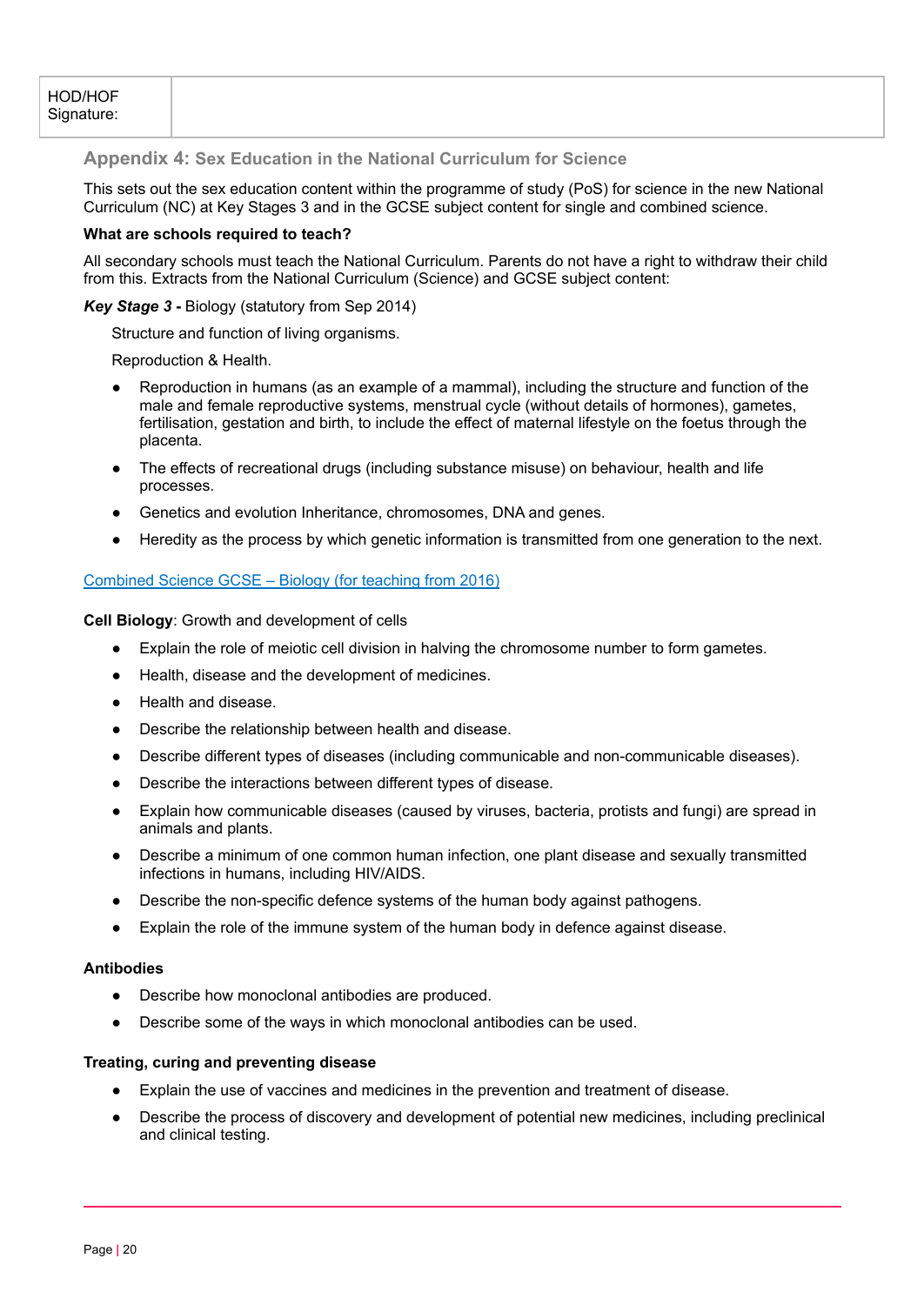| HOD/HOF Signature: | |
|---|---|

## Appendix 4: Sex Education in the National Curriculum for Science

This sets out the sex education content within the programme of study (PoS) for science in the new National Curriculum (NC) at Key Stages 3 and in the GCSE subject content for single and combined science.

**What are schools required to teach?**

All secondary schools must teach the National Curriculum. Parents do not have a right to withdraw their child from this. Extracts from the National Curriculum (Science) and GCSE subject content:

***Key Stage 3* -** Biology (statutory from Sep 2014)

Structure and function of living organisms.

Reproduction & Health.

- Reproduction in humans (as an example of a mammal), including the structure and function of the male and female reproductive systems, menstrual cycle (without details of hormones), gametes, fertilisation, gestation and birth, to include the effect of maternal lifestyle on the foetus through the placenta.
- The effects of recreational drugs (including substance misuse) on behaviour, health and life processes.
- Genetics and evolution Inheritance, chromosomes, DNA and genes.
- Heredity as the process by which genetic information is transmitted from one generation to the next.

Combined Science GCSE – Biology (for teaching from 2016)

**Cell Biology**: Growth and development of cells

- Explain the role of meiotic cell division in halving the chromosome number to form gametes.
- Health, disease and the development of medicines.
- Health and disease.
- Describe the relationship between health and disease.
- Describe different types of diseases (including communicable and non-communicable diseases).
- Describe the interactions between different types of disease.
- Explain how communicable diseases (caused by viruses, bacteria, protists and fungi) are spread in animals and plants.
- Describe a minimum of one common human infection, one plant disease and sexually transmitted infections in humans, including HIV/AIDS.
- Describe the non-specific defence systems of the human body against pathogens.
- Explain the role of the immune system of the human body in defence against disease.

**Antibodies**

- Describe how monoclonal antibodies are produced.
- Describe some of the ways in which monoclonal antibodies can be used.

**Treating, curing and preventing disease**

- Explain the use of vaccines and medicines in the prevention and treatment of disease.
- Describe the process of discovery and development of potential new medicines, including preclinical and clinical testing.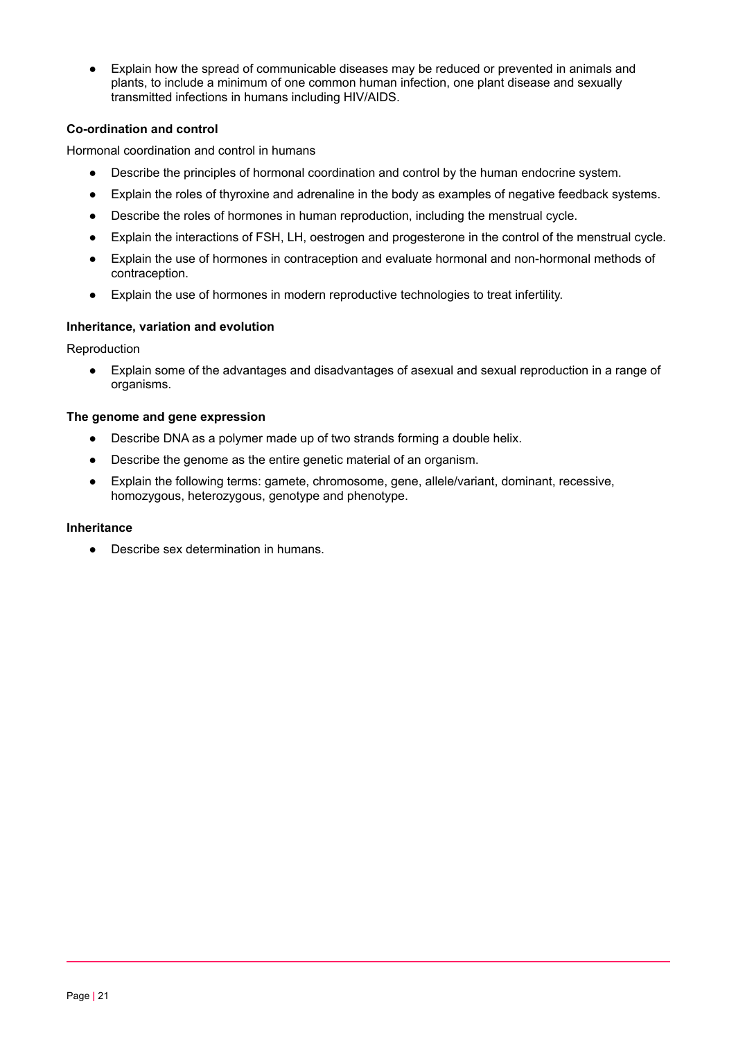- Explain how the spread of communicable diseases may be reduced or prevented in animals and plants, to include a minimum of one common human infection, one plant disease and sexually transmitted infections in humans including HIV/AIDS.

**Co-ordination and control**

Hormonal coordination and control in humans

- Describe the principles of hormonal coordination and control by the human endocrine system.
- Explain the roles of thyroxine and adrenaline in the body as examples of negative feedback systems.
- Describe the roles of hormones in human reproduction, including the menstrual cycle.
- Explain the interactions of FSH, LH, oestrogen and progesterone in the control of the menstrual cycle.
- Explain the use of hormones in contraception and evaluate hormonal and non-hormonal methods of contraception.
- Explain the use of hormones in modern reproductive technologies to treat infertility.

**Inheritance, variation and evolution**

Reproduction

- Explain some of the advantages and disadvantages of asexual and sexual reproduction in a range of organisms.

**The genome and gene expression**

- Describe DNA as a polymer made up of two strands forming a double helix.
- Describe the genome as the entire genetic material of an organism.
- Explain the following terms: gamete, chromosome, gene, allele/variant, dominant, recessive, homozygous, heterozygous, genotype and phenotype.

**Inheritance**

- Describe sex determination in humans.